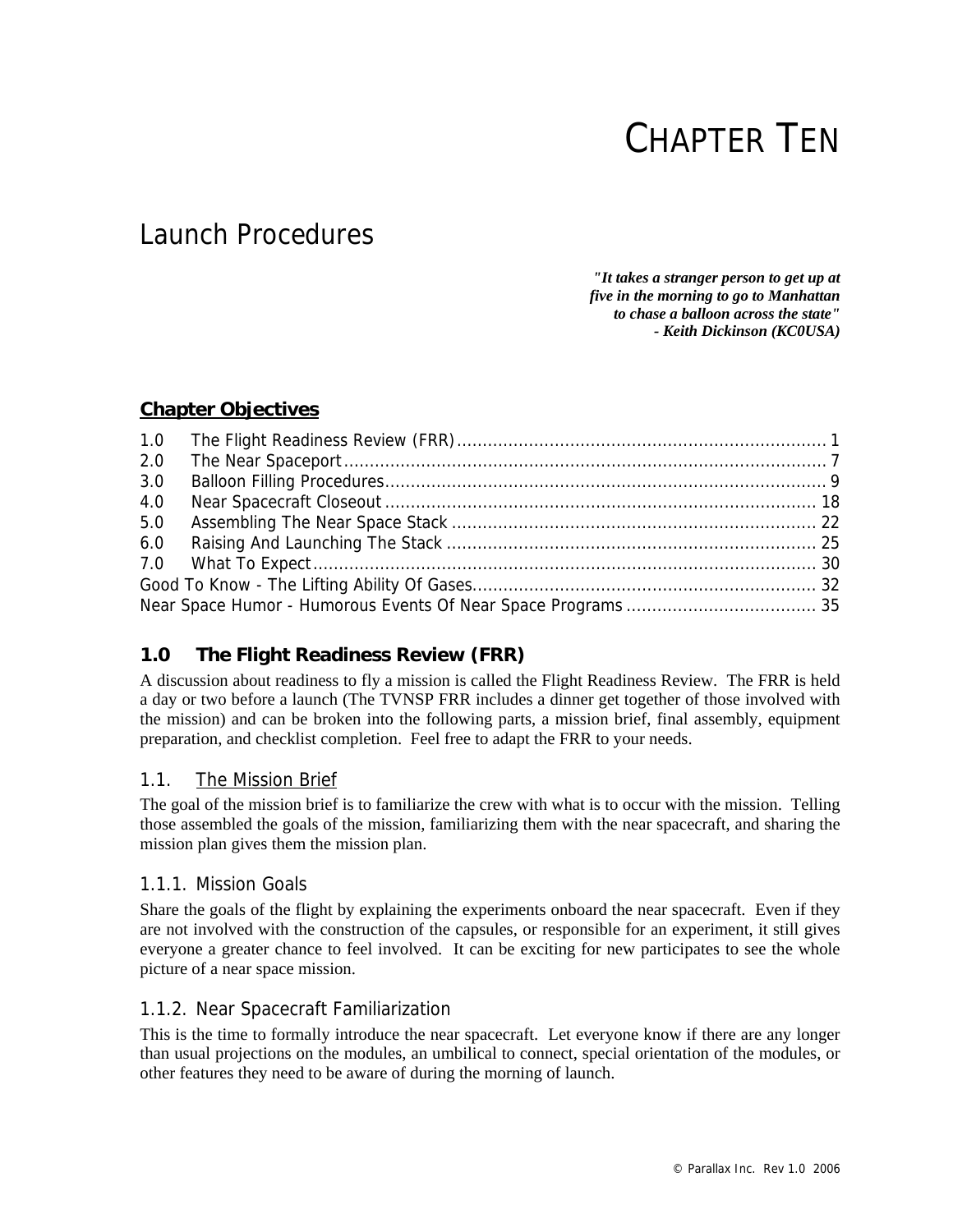# CHAPTER TEN

## Launch Procedures

*"It takes a stranger person to get up at five in the morning to go to Manhattan to chase a balloon across the state"*
***- Keith Dickinson (KC0USA)***

### Chapter Objectives

1.0 The Flight Readiness Review (FRR) ........................................ 1
2.0 The Near Spaceport ........................................ 7
3.0 Balloon Filling Procedures ........................................ 9
4.0 Near Spacecraft Closeout ........................................ 18
5.0 Assembling The Near Space Stack ........................................ 22
6.0 Raising And Launching The Stack ........................................ 25
7.0 What To Expect ........................................ 30
Good To Know - The Lifting Ability Of Gases ........................................ 32
Near Space Humor - Humorous Events Of Near Space Programs ........................................ 35

### 1.0 The Flight Readiness Review (FRR)

A discussion about readiness to fly a mission is called the Flight Readiness Review. The FRR is held a day or two before a launch (The TVNSP FRR includes a dinner get together of those involved with the mission) and can be broken into the following parts, a mission brief, final assembly, equipment preparation, and checklist completion. Feel free to adapt the FRR to your needs.

#### 1.1. The Mission Brief

The goal of the mission brief is to familiarize the crew with what is to occur with the mission. Telling those assembled the goals of the mission, familiarizing them with the near spacecraft, and sharing the mission plan gives them the mission plan.

#### 1.1.1. Mission Goals

Share the goals of the flight by explaining the experiments onboard the near spacecraft. Even if they are not involved with the construction of the capsules, or responsible for an experiment, it still gives everyone a greater chance to feel involved. It can be exciting for new participates to see the whole picture of a near space mission.

#### 1.1.2. Near Spacecraft Familiarization

This is the time to formally introduce the near spacecraft. Let everyone know if there are any longer than usual projections on the modules, an umbilical to connect, special orientation of the modules, or other features they need to be aware of during the morning of launch.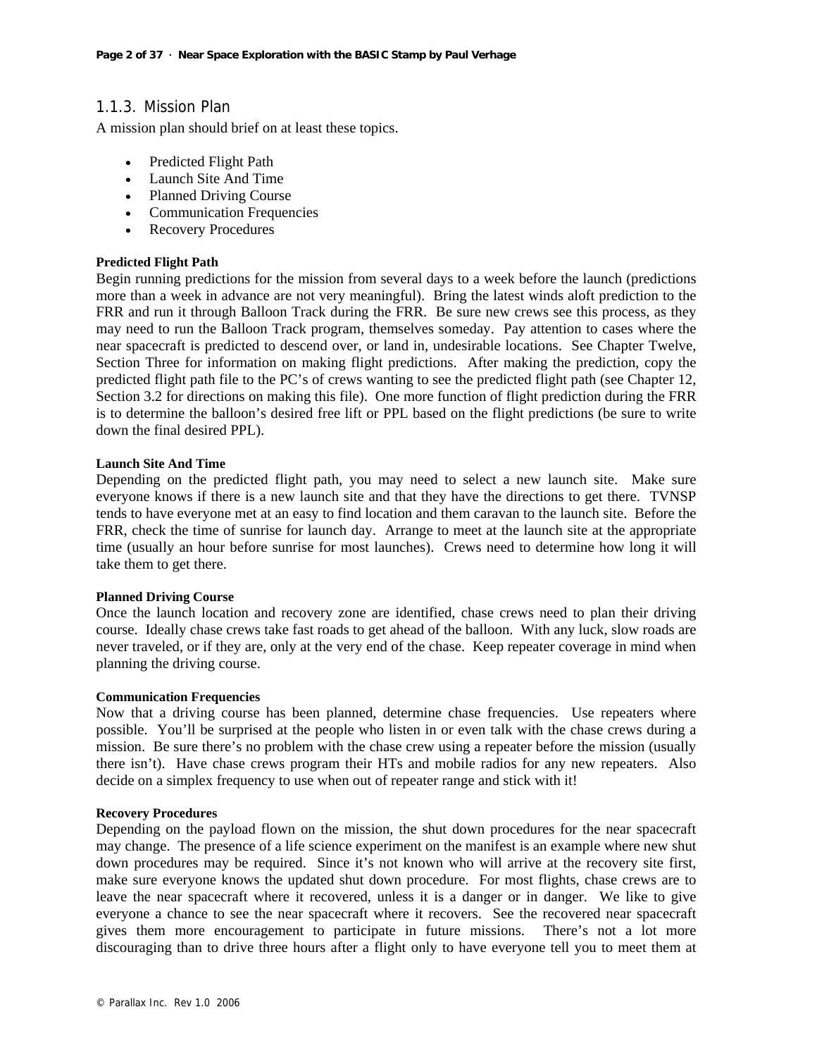### 1.1.3. Mission Plan

A mission plan should brief on at least these topics.

- Predicted Flight Path
- Launch Site And Time
- Planned Driving Course
- Communication Frequencies
- Recovery Procedures

**Predicted Flight Path**

Begin running predictions for the mission from several days to a week before the launch (predictions more than a week in advance are not very meaningful). Bring the latest winds aloft prediction to the FRR and run it through Balloon Track during the FRR. Be sure new crews see this process, as they may need to run the Balloon Track program, themselves someday. Pay attention to cases where the near spacecraft is predicted to descend over, or land in, undesirable locations. See Chapter Twelve, Section Three for information on making flight predictions. After making the prediction, copy the predicted flight path file to the PC's of crews wanting to see the predicted flight path (see Chapter 12, Section 3.2 for directions on making this file). One more function of flight prediction during the FRR is to determine the balloon's desired free lift or PPL based on the flight predictions (be sure to write down the final desired PPL).

**Launch Site And Time**

Depending on the predicted flight path, you may need to select a new launch site. Make sure everyone knows if there is a new launch site and that they have the directions to get there. TVNSP tends to have everyone met at an easy to find location and them caravan to the launch site. Before the FRR, check the time of sunrise for launch day. Arrange to meet at the launch site at the appropriate time (usually an hour before sunrise for most launches). Crews need to determine how long it will take them to get there.

**Planned Driving Course**

Once the launch location and recovery zone are identified, chase crews need to plan their driving course. Ideally chase crews take fast roads to get ahead of the balloon. With any luck, slow roads are never traveled, or if they are, only at the very end of the chase. Keep repeater coverage in mind when planning the driving course.

**Communication Frequencies**

Now that a driving course has been planned, determine chase frequencies. Use repeaters where possible. You'll be surprised at the people who listen in or even talk with the chase crews during a mission. Be sure there's no problem with the chase crew using a repeater before the mission (usually there isn't). Have chase crews program their HTs and mobile radios for any new repeaters. Also decide on a simplex frequency to use when out of repeater range and stick with it!

**Recovery Procedures**

Depending on the payload flown on the mission, the shut down procedures for the near spacecraft may change. The presence of a life science experiment on the manifest is an example where new shut down procedures may be required. Since it's not known who will arrive at the recovery site first, make sure everyone knows the updated shut down procedure. For most flights, chase crews are to leave the near spacecraft where it recovered, unless it is a danger or in danger. We like to give everyone a chance to see the near spacecraft where it recovers. See the recovered near spacecraft gives them more encouragement to participate in future missions. There's not a lot more discouraging than to drive three hours after a flight only to have everyone tell you to meet them at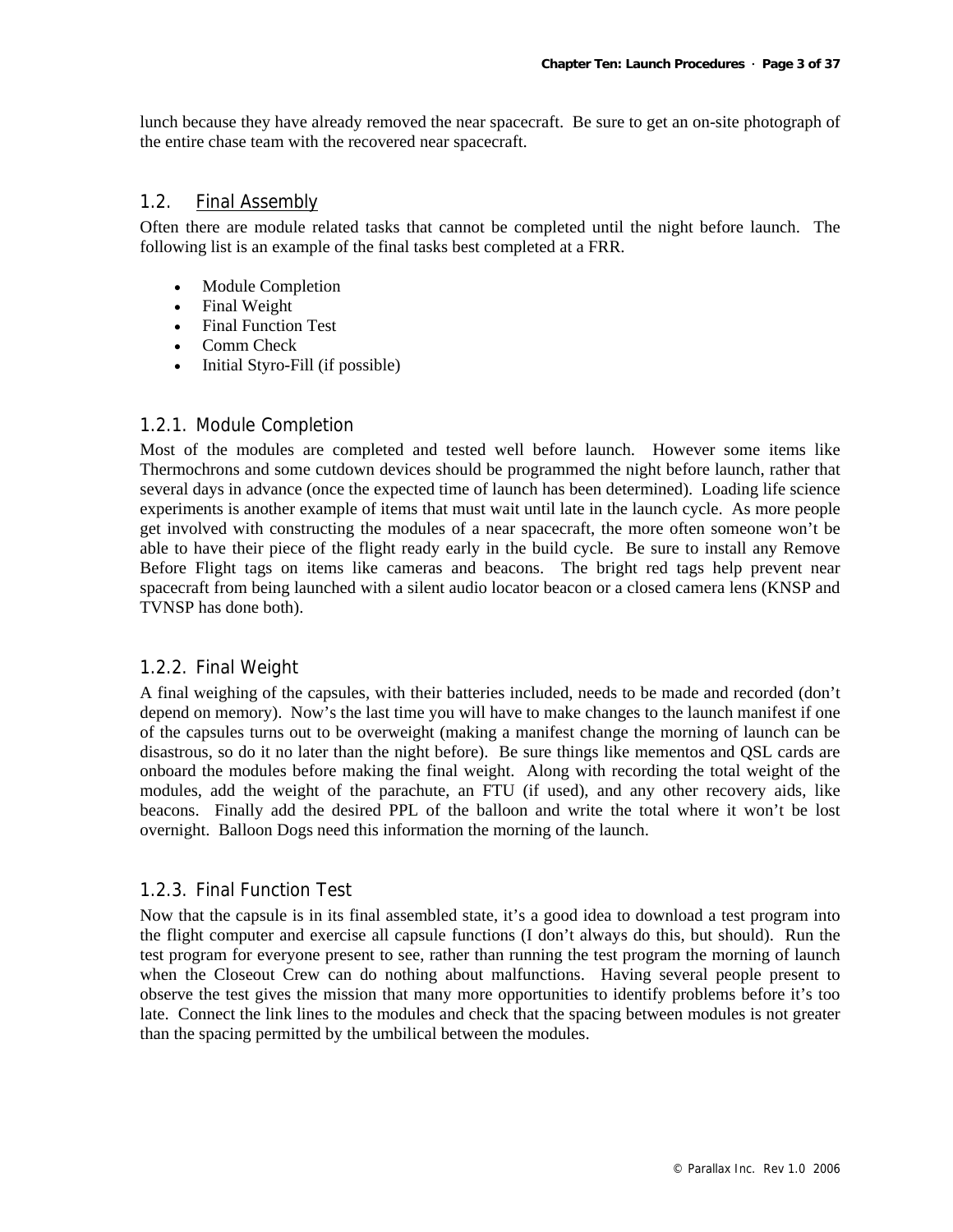lunch because they have already removed the near spacecraft. Be sure to get an on-site photograph of the entire chase team with the recovered near spacecraft.

## 1.2. Final Assembly

Often there are module related tasks that cannot be completed until the night before launch. The following list is an example of the final tasks best completed at a FRR.

- Module Completion
- Final Weight
- Final Function Test
- Comm Check
- Initial Styro-Fill (if possible)

### 1.2.1. Module Completion

Most of the modules are completed and tested well before launch. However some items like Thermochrons and some cutdown devices should be programmed the night before launch, rather that several days in advance (once the expected time of launch has been determined). Loading life science experiments is another example of items that must wait until late in the launch cycle. As more people get involved with constructing the modules of a near spacecraft, the more often someone won't be able to have their piece of the flight ready early in the build cycle. Be sure to install any Remove Before Flight tags on items like cameras and beacons. The bright red tags help prevent near spacecraft from being launched with a silent audio locator beacon or a closed camera lens (KNSP and TVNSP has done both).

### 1.2.2. Final Weight

A final weighing of the capsules, with their batteries included, needs to be made and recorded (don't depend on memory). Now's the last time you will have to make changes to the launch manifest if one of the capsules turns out to be overweight (making a manifest change the morning of launch can be disastrous, so do it no later than the night before). Be sure things like mementos and QSL cards are onboard the modules before making the final weight. Along with recording the total weight of the modules, add the weight of the parachute, an FTU (if used), and any other recovery aids, like beacons. Finally add the desired PPL of the balloon and write the total where it won't be lost overnight. Balloon Dogs need this information the morning of the launch.

### 1.2.3. Final Function Test

Now that the capsule is in its final assembled state, it's a good idea to download a test program into the flight computer and exercise all capsule functions (I don't always do this, but should). Run the test program for everyone present to see, rather than running the test program the morning of launch when the Closeout Crew can do nothing about malfunctions. Having several people present to observe the test gives the mission that many more opportunities to identify problems before it's too late. Connect the link lines to the modules and check that the spacing between modules is not greater than the spacing permitted by the umbilical between the modules.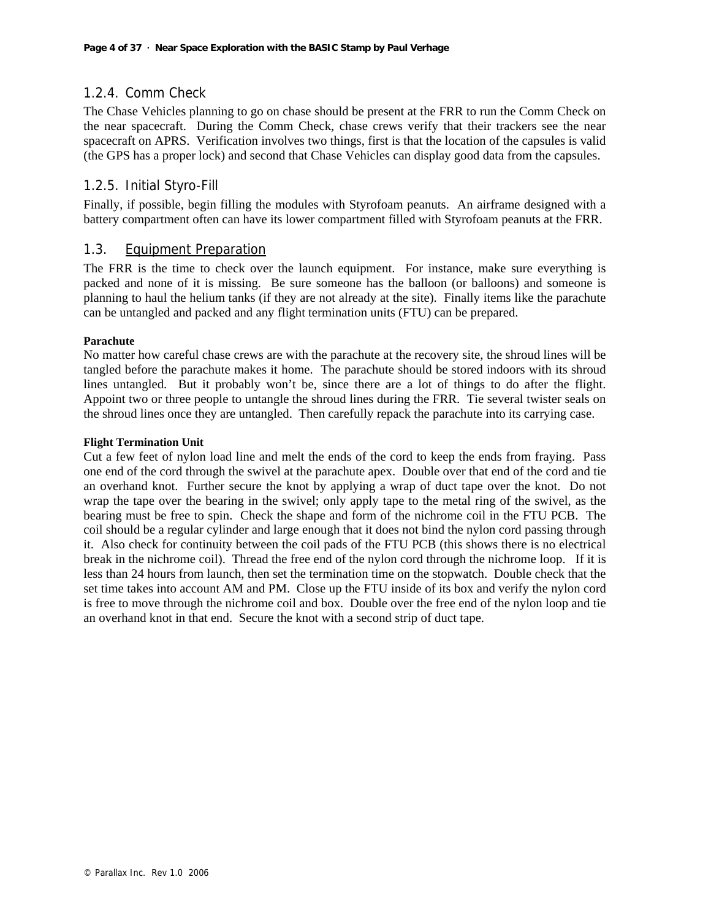### 1.2.4. Comm Check

The Chase Vehicles planning to go on chase should be present at the FRR to run the Comm Check on the near spacecraft. During the Comm Check, chase crews verify that their trackers see the near spacecraft on APRS. Verification involves two things, first is that the location of the capsules is valid (the GPS has a proper lock) and second that Chase Vehicles can display good data from the capsules.

### 1.2.5. Initial Styro-Fill

Finally, if possible, begin filling the modules with Styrofoam peanuts. An airframe designed with a battery compartment often can have its lower compartment filled with Styrofoam peanuts at the FRR.

## 1.3. Equipment Preparation

The FRR is the time to check over the launch equipment. For instance, make sure everything is packed and none of it is missing. Be sure someone has the balloon (or balloons) and someone is planning to haul the helium tanks (if they are not already at the site). Finally items like the parachute can be untangled and packed and any flight termination units (FTU) can be prepared.

**Parachute**

No matter how careful chase crews are with the parachute at the recovery site, the shroud lines will be tangled before the parachute makes it home. The parachute should be stored indoors with its shroud lines untangled. But it probably won't be, since there are a lot of things to do after the flight. Appoint two or three people to untangle the shroud lines during the FRR. Tie several twister seals on the shroud lines once they are untangled. Then carefully repack the parachute into its carrying case.

**Flight Termination Unit**

Cut a few feet of nylon load line and melt the ends of the cord to keep the ends from fraying. Pass one end of the cord through the swivel at the parachute apex. Double over that end of the cord and tie an overhand knot. Further secure the knot by applying a wrap of duct tape over the knot. Do not wrap the tape over the bearing in the swivel; only apply tape to the metal ring of the swivel, as the bearing must be free to spin. Check the shape and form of the nichrome coil in the FTU PCB. The coil should be a regular cylinder and large enough that it does not bind the nylon cord passing through it. Also check for continuity between the coil pads of the FTU PCB (this shows there is no electrical break in the nichrome coil). Thread the free end of the nylon cord through the nichrome loop. If it is less than 24 hours from launch, then set the termination time on the stopwatch. Double check that the set time takes into account AM and PM. Close up the FTU inside of its box and verify the nylon cord is free to move through the nichrome coil and box. Double over the free end of the nylon loop and tie an overhand knot in that end. Secure the knot with a second strip of duct tape.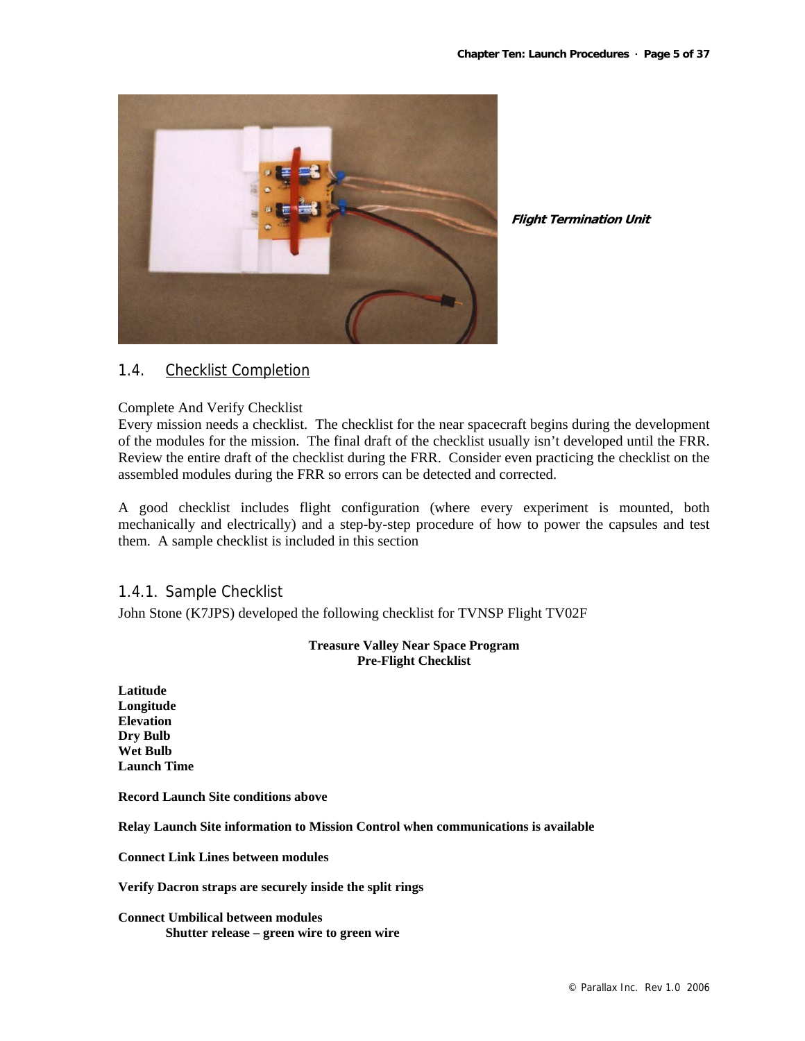*Flight Termination Unit*

## 1.4. Checklist Completion

Complete And Verify Checklist
Every mission needs a checklist. The checklist for the near spacecraft begins during the development of the modules for the mission. The final draft of the checklist usually isn't developed until the FRR. Review the entire draft of the checklist during the FRR. Consider even practicing the checklist on the assembled modules during the FRR so errors can be detected and corrected.

A good checklist includes flight configuration (where every experiment is mounted, both mechanically and electrically) and a step-by-step procedure of how to power the capsules and test them. A sample checklist is included in this section

### 1.4.1. Sample Checklist

John Stone (K7JPS) developed the following checklist for TVNSP Flight TV02F

**Treasure Valley Near Space Program**
**Pre-Flight Checklist**

**Latitude**
**Longitude**
**Elevation**
**Dry Bulb**
**Wet Bulb**
**Launch Time**

**Record Launch Site conditions above**

**Relay Launch Site information to Mission Control when communications is available**

**Connect Link Lines between modules**

**Verify Dacron straps are securely inside the split rings**

**Connect Umbilical between modules**
  **Shutter release – green wire to green wire**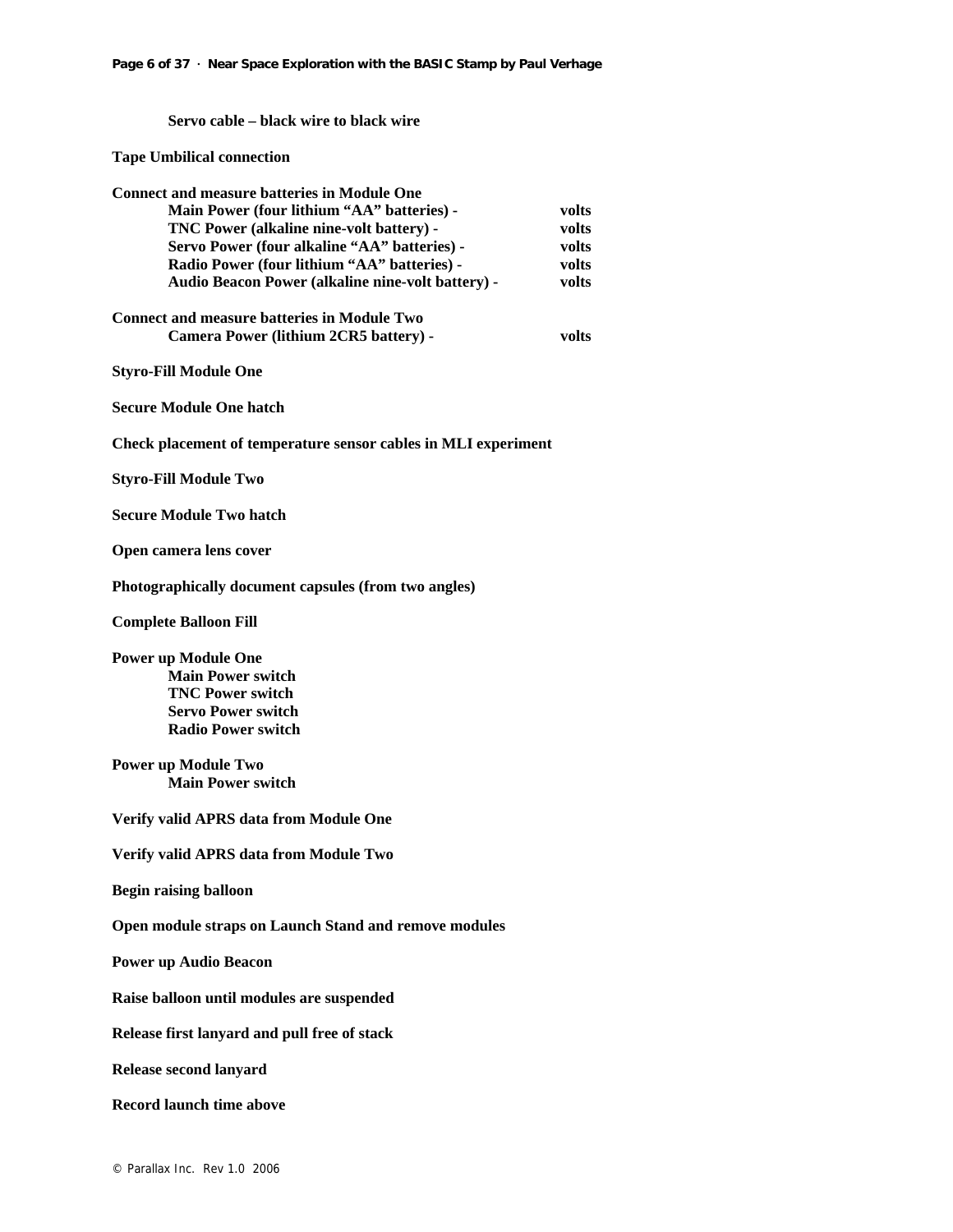**Servo cable – black wire to black wire**

**Tape Umbilical connection**

**Connect and measure batteries in Module One**

| | |
|---|---|
| **Main Power (four lithium "AA" batteries) -** | **volts** |
| **TNC Power (alkaline nine-volt battery) -** | **volts** |
| **Servo Power (four alkaline "AA" batteries) -** | **volts** |
| **Radio Power (four lithium "AA" batteries) -** | **volts** |
| **Audio Beacon Power (alkaline nine-volt battery) -** | **volts** |

**Connect and measure batteries in Module Two**

| | |
|---|---|
| **Camera Power (lithium 2CR5 battery) -** | **volts** |

**Styro-Fill Module One**

**Secure Module One hatch**

**Check placement of temperature sensor cables in MLI experiment**

**Styro-Fill Module Two**

**Secure Module Two hatch**

**Open camera lens cover**

**Photographically document capsules (from two angles)**

**Complete Balloon Fill**

**Power up Module One**
- **Main Power switch**
- **TNC Power switch**
- **Servo Power switch**
- **Radio Power switch**

**Power up Module Two**
- **Main Power switch**

**Verify valid APRS data from Module One**

**Verify valid APRS data from Module Two**

**Begin raising balloon**

**Open module straps on Launch Stand and remove modules**

**Power up Audio Beacon**

**Raise balloon until modules are suspended**

**Release first lanyard and pull free of stack**

**Release second lanyard**

**Record launch time above**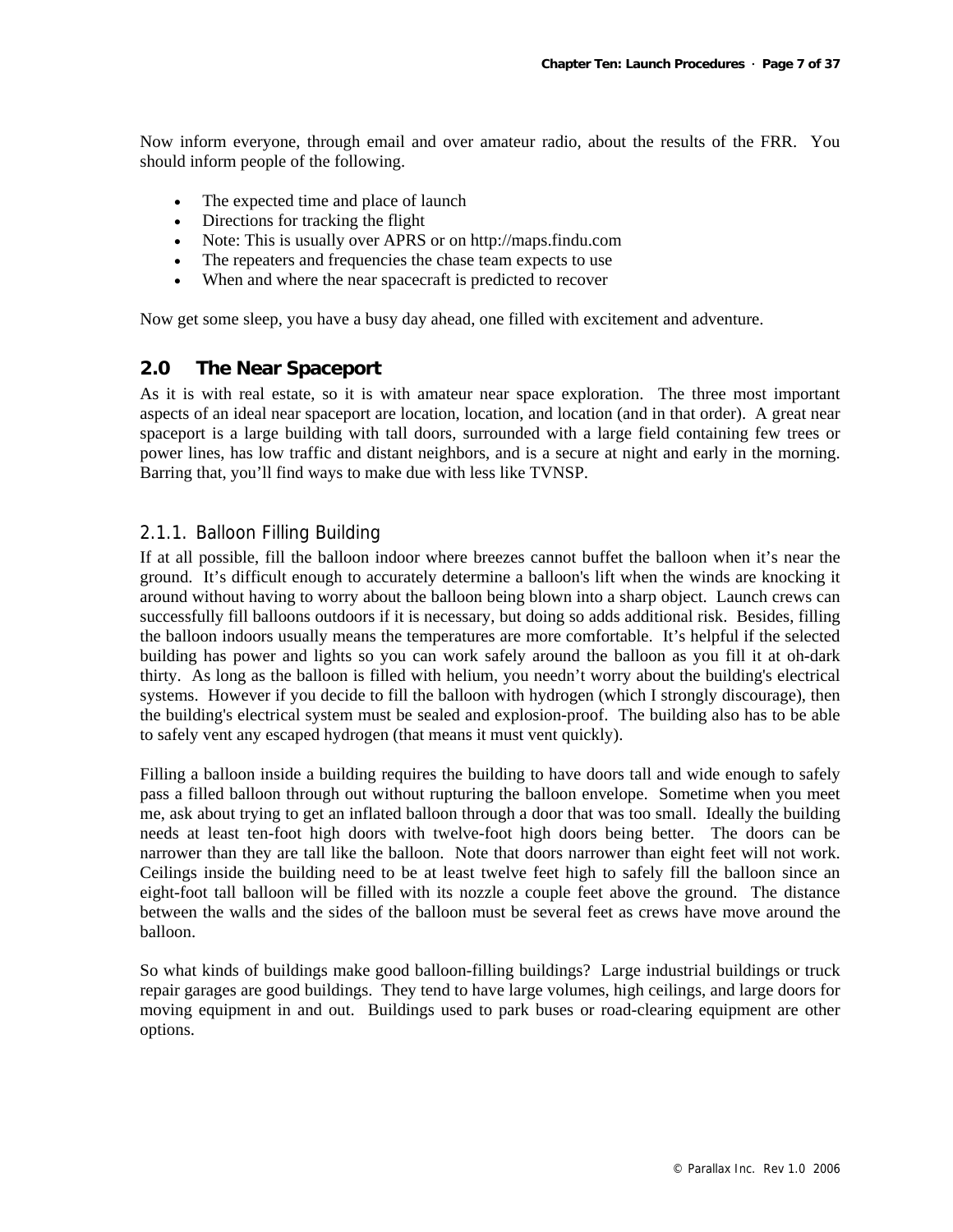Now inform everyone, through email and over amateur radio, about the results of the FRR. You should inform people of the following.

- The expected time and place of launch
- Directions for tracking the flight
- Note: This is usually over APRS or on http://maps.findu.com
- The repeaters and frequencies the chase team expects to use
- When and where the near spacecraft is predicted to recover

Now get some sleep, you have a busy day ahead, one filled with excitement and adventure.

## 2.0 The Near Spaceport

As it is with real estate, so it is with amateur near space exploration. The three most important aspects of an ideal near spaceport are location, location, and location (and in that order). A great near spaceport is a large building with tall doors, surrounded with a large field containing few trees or power lines, has low traffic and distant neighbors, and is a secure at night and early in the morning. Barring that, you'll find ways to make due with less like TVNSP.

### 2.1.1. Balloon Filling Building

If at all possible, fill the balloon indoor where breezes cannot buffet the balloon when it's near the ground. It's difficult enough to accurately determine a balloon's lift when the winds are knocking it around without having to worry about the balloon being blown into a sharp object. Launch crews can successfully fill balloons outdoors if it is necessary, but doing so adds additional risk. Besides, filling the balloon indoors usually means the temperatures are more comfortable. It's helpful if the selected building has power and lights so you can work safely around the balloon as you fill it at oh-dark thirty. As long as the balloon is filled with helium, you needn't worry about the building's electrical systems. However if you decide to fill the balloon with hydrogen (which I strongly discourage), then the building's electrical system must be sealed and explosion-proof. The building also has to be able to safely vent any escaped hydrogen (that means it must vent quickly).

Filling a balloon inside a building requires the building to have doors tall and wide enough to safely pass a filled balloon through out without rupturing the balloon envelope. Sometime when you meet me, ask about trying to get an inflated balloon through a door that was too small. Ideally the building needs at least ten-foot high doors with twelve-foot high doors being better. The doors can be narrower than they are tall like the balloon. Note that doors narrower than eight feet will not work. Ceilings inside the building need to be at least twelve feet high to safely fill the balloon since an eight-foot tall balloon will be filled with its nozzle a couple feet above the ground. The distance between the walls and the sides of the balloon must be several feet as crews have move around the balloon.

So what kinds of buildings make good balloon-filling buildings? Large industrial buildings or truck repair garages are good buildings. They tend to have large volumes, high ceilings, and large doors for moving equipment in and out. Buildings used to park buses or road-clearing equipment are other options.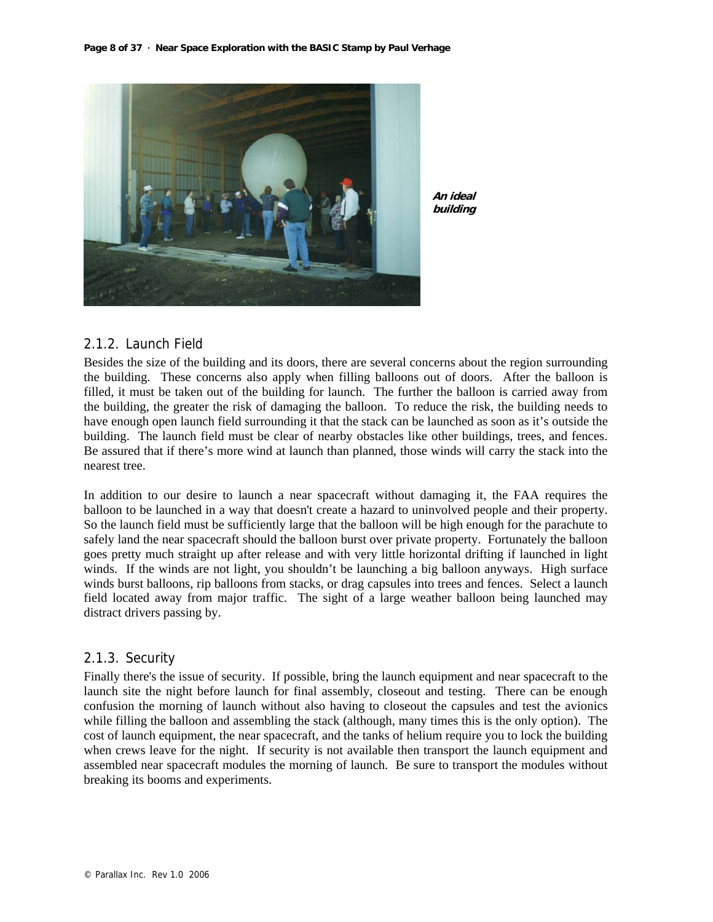*An ideal building*

### 2.1.2. Launch Field

Besides the size of the building and its doors, there are several concerns about the region surrounding the building. These concerns also apply when filling balloons out of doors. After the balloon is filled, it must be taken out of the building for launch. The further the balloon is carried away from the building, the greater the risk of damaging the balloon. To reduce the risk, the building needs to have enough open launch field surrounding it that the stack can be launched as soon as it's outside the building. The launch field must be clear of nearby obstacles like other buildings, trees, and fences. Be assured that if there's more wind at launch than planned, those winds will carry the stack into the nearest tree.

In addition to our desire to launch a near spacecraft without damaging it, the FAA requires the balloon to be launched in a way that doesn't create a hazard to uninvolved people and their property. So the launch field must be sufficiently large that the balloon will be high enough for the parachute to safely land the near spacecraft should the balloon burst over private property. Fortunately the balloon goes pretty much straight up after release and with very little horizontal drifting if launched in light winds. If the winds are not light, you shouldn't be launching a big balloon anyways. High surface winds burst balloons, rip balloons from stacks, or drag capsules into trees and fences. Select a launch field located away from major traffic. The sight of a large weather balloon being launched may distract drivers passing by.

### 2.1.3. Security

Finally there's the issue of security. If possible, bring the launch equipment and near spacecraft to the launch site the night before launch for final assembly, closeout and testing. There can be enough confusion the morning of launch without also having to closeout the capsules and test the avionics while filling the balloon and assembling the stack (although, many times this is the only option). The cost of launch equipment, the near spacecraft, and the tanks of helium require you to lock the building when crews leave for the night. If security is not available then transport the launch equipment and assembled near spacecraft modules the morning of launch. Be sure to transport the modules without breaking its booms and experiments.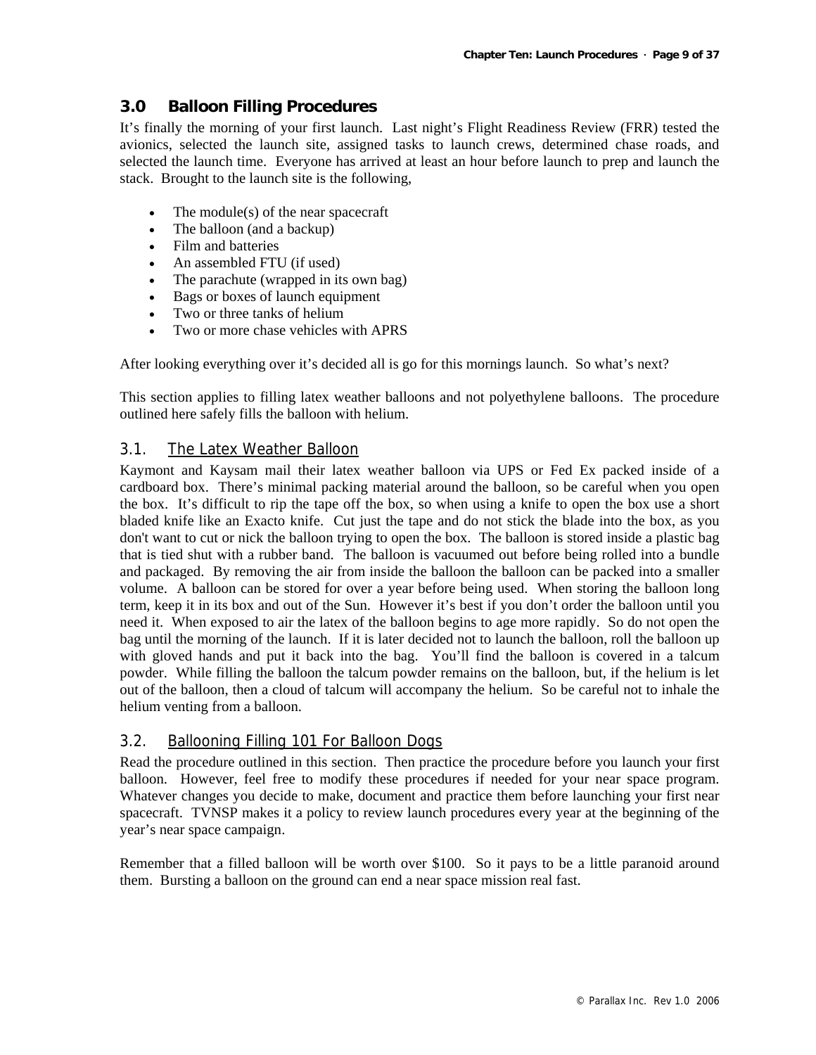## 3.0 Balloon Filling Procedures

It's finally the morning of your first launch. Last night's Flight Readiness Review (FRR) tested the avionics, selected the launch site, assigned tasks to launch crews, determined chase roads, and selected the launch time. Everyone has arrived at least an hour before launch to prep and launch the stack. Brought to the launch site is the following,

- The module(s) of the near spacecraft
- The balloon (and a backup)
- Film and batteries
- An assembled FTU (if used)
- The parachute (wrapped in its own bag)
- Bags or boxes of launch equipment
- Two or three tanks of helium
- Two or more chase vehicles with APRS

After looking everything over it's decided all is go for this mornings launch. So what's next?

This section applies to filling latex weather balloons and not polyethylene balloons. The procedure outlined here safely fills the balloon with helium.

### 3.1. The Latex Weather Balloon

Kaymont and Kaysam mail their latex weather balloon via UPS or Fed Ex packed inside of a cardboard box. There's minimal packing material around the balloon, so be careful when you open the box. It's difficult to rip the tape off the box, so when using a knife to open the box use a short bladed knife like an Exacto knife. Cut just the tape and do not stick the blade into the box, as you don't want to cut or nick the balloon trying to open the box. The balloon is stored inside a plastic bag that is tied shut with a rubber band. The balloon is vacuumed out before being rolled into a bundle and packaged. By removing the air from inside the balloon the balloon can be packed into a smaller volume. A balloon can be stored for over a year before being used. When storing the balloon long term, keep it in its box and out of the Sun. However it's best if you don't order the balloon until you need it. When exposed to air the latex of the balloon begins to age more rapidly. So do not open the bag until the morning of the launch. If it is later decided not to launch the balloon, roll the balloon up with gloved hands and put it back into the bag. You'll find the balloon is covered in a talcum powder. While filling the balloon the talcum powder remains on the balloon, but, if the helium is let out of the balloon, then a cloud of talcum will accompany the helium. So be careful not to inhale the helium venting from a balloon.

### 3.2. Ballooning Filling 101 For Balloon Dogs

Read the procedure outlined in this section. Then practice the procedure before you launch your first balloon. However, feel free to modify these procedures if needed for your near space program. Whatever changes you decide to make, document and practice them before launching your first near spacecraft. TVNSP makes it a policy to review launch procedures every year at the beginning of the year's near space campaign.

Remember that a filled balloon will be worth over $100. So it pays to be a little paranoid around them. Bursting a balloon on the ground can end a near space mission real fast.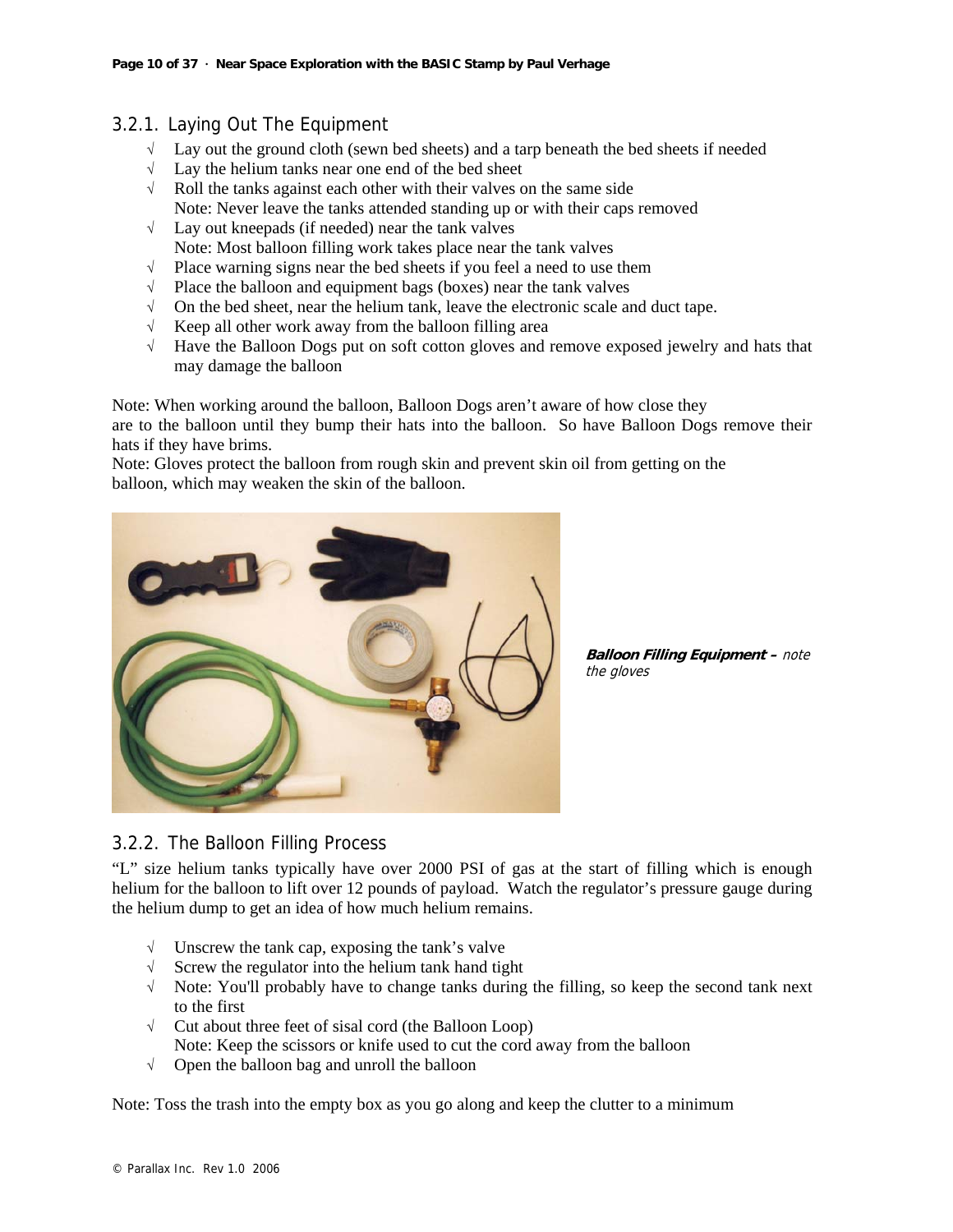### 3.2.1. Laying Out The Equipment

- √ Lay out the ground cloth (sewn bed sheets) and a tarp beneath the bed sheets if needed
- √ Lay the helium tanks near one end of the bed sheet
- √ Roll the tanks against each other with their valves on the same side
  Note: Never leave the tanks attended standing up or with their caps removed
- √ Lay out kneepads (if needed) near the tank valves
  Note: Most balloon filling work takes place near the tank valves
- √ Place warning signs near the bed sheets if you feel a need to use them
- √ Place the balloon and equipment bags (boxes) near the tank valves
- √ On the bed sheet, near the helium tank, leave the electronic scale and duct tape.
- √ Keep all other work away from the balloon filling area
- √ Have the Balloon Dogs put on soft cotton gloves and remove exposed jewelry and hats that may damage the balloon

Note: When working around the balloon, Balloon Dogs aren't aware of how close they are to the balloon until they bump their hats into the balloon. So have Balloon Dogs remove their hats if they have brims.
Note: Gloves protect the balloon from rough skin and prevent skin oil from getting on the balloon, which may weaken the skin of the balloon.

***Balloon Filling Equipment –*** *note the gloves*

### 3.2.2. The Balloon Filling Process

"L" size helium tanks typically have over 2000 PSI of gas at the start of filling which is enough helium for the balloon to lift over 12 pounds of payload. Watch the regulator's pressure gauge during the helium dump to get an idea of how much helium remains.

- √ Unscrew the tank cap, exposing the tank's valve
- √ Screw the regulator into the helium tank hand tight
- √ Note: You'll probably have to change tanks during the filling, so keep the second tank next to the first
- √ Cut about three feet of sisal cord (the Balloon Loop)
  Note: Keep the scissors or knife used to cut the cord away from the balloon
- √ Open the balloon bag and unroll the balloon

Note: Toss the trash into the empty box as you go along and keep the clutter to a minimum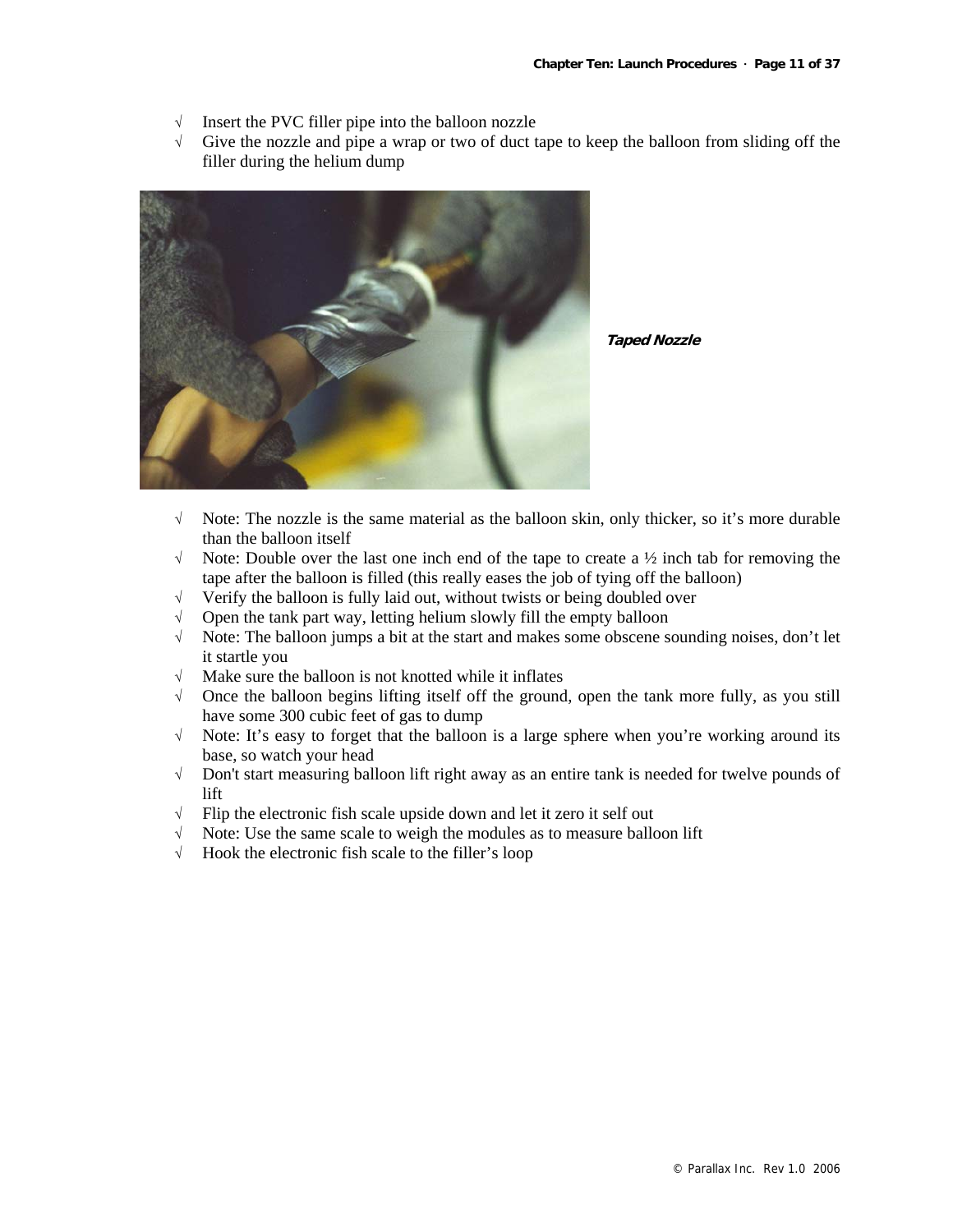- √ Insert the PVC filler pipe into the balloon nozzle
- √ Give the nozzle and pipe a wrap or two of duct tape to keep the balloon from sliding off the filler during the helium dump

***Taped Nozzle***

- √ Note: The nozzle is the same material as the balloon skin, only thicker, so it's more durable than the balloon itself
- √ Note: Double over the last one inch end of the tape to create a ½ inch tab for removing the tape after the balloon is filled (this really eases the job of tying off the balloon)
- √ Verify the balloon is fully laid out, without twists or being doubled over
- √ Open the tank part way, letting helium slowly fill the empty balloon
- √ Note: The balloon jumps a bit at the start and makes some obscene sounding noises, don't let it startle you
- √ Make sure the balloon is not knotted while it inflates
- √ Once the balloon begins lifting itself off the ground, open the tank more fully, as you still have some 300 cubic feet of gas to dump
- √ Note: It's easy to forget that the balloon is a large sphere when you're working around its base, so watch your head
- √ Don't start measuring balloon lift right away as an entire tank is needed for twelve pounds of lift
- √ Flip the electronic fish scale upside down and let it zero it self out
- √ Note: Use the same scale to weigh the modules as to measure balloon lift
- √ Hook the electronic fish scale to the filler's loop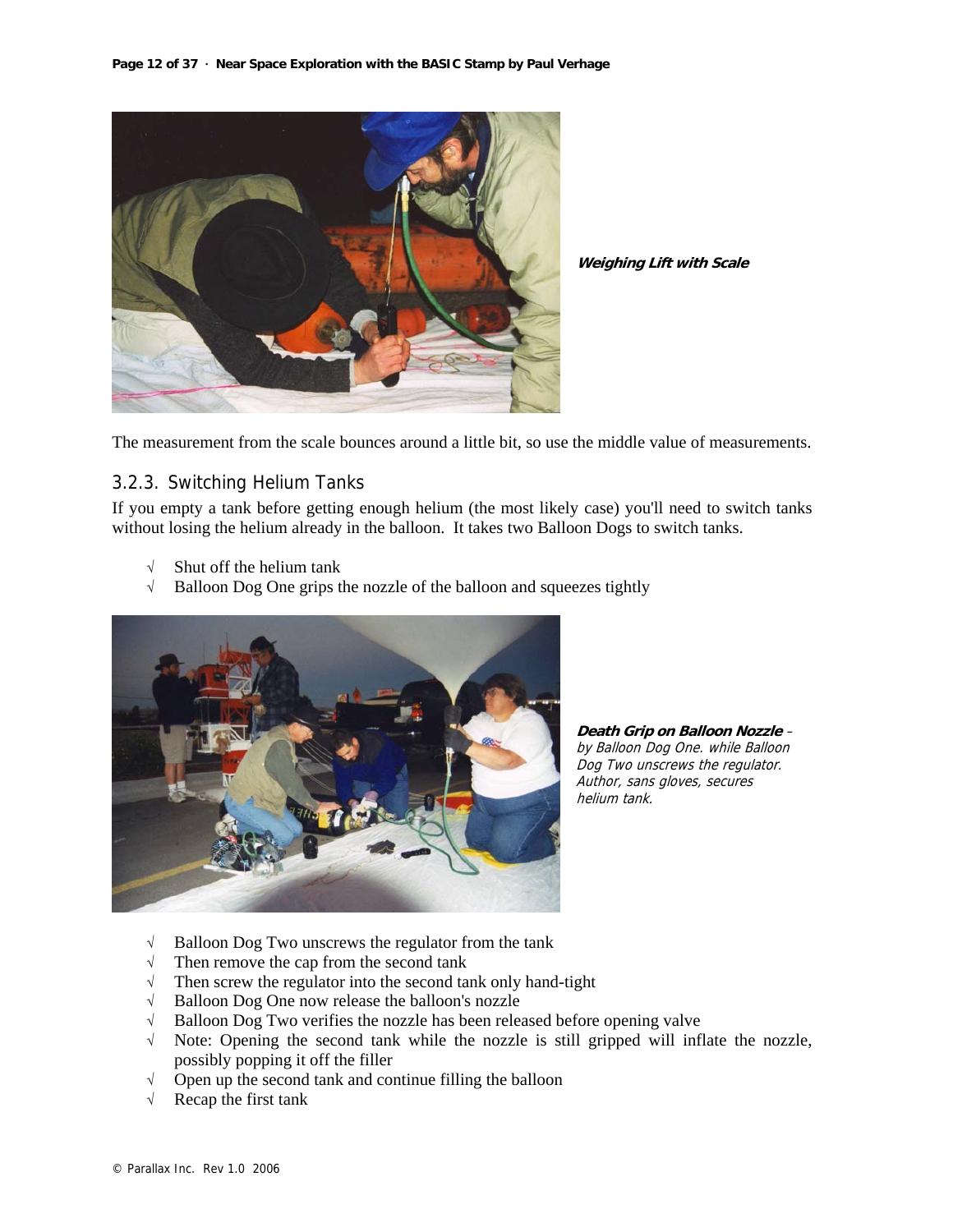***Weighing Lift with Scale***

The measurement from the scale bounces around a little bit, so use the middle value of measurements.

### 3.2.3. Switching Helium Tanks

If you empty a tank before getting enough helium (the most likely case) you'll need to switch tanks without losing the helium already in the balloon. It takes two Balloon Dogs to switch tanks.

- √ Shut off the helium tank
- √ Balloon Dog One grips the nozzle of the balloon and squeezes tightly

***Death Grip on Balloon Nozzle*** – *by Balloon Dog One. while Balloon Dog Two unscrews the regulator. Author, sans gloves, secures helium tank.*

- √ Balloon Dog Two unscrews the regulator from the tank
- √ Then remove the cap from the second tank
- √ Then screw the regulator into the second tank only hand-tight
- √ Balloon Dog One now release the balloon's nozzle
- √ Balloon Dog Two verifies the nozzle has been released before opening valve
- √ Note: Opening the second tank while the nozzle is still gripped will inflate the nozzle, possibly popping it off the filler
- √ Open up the second tank and continue filling the balloon
- √ Recap the first tank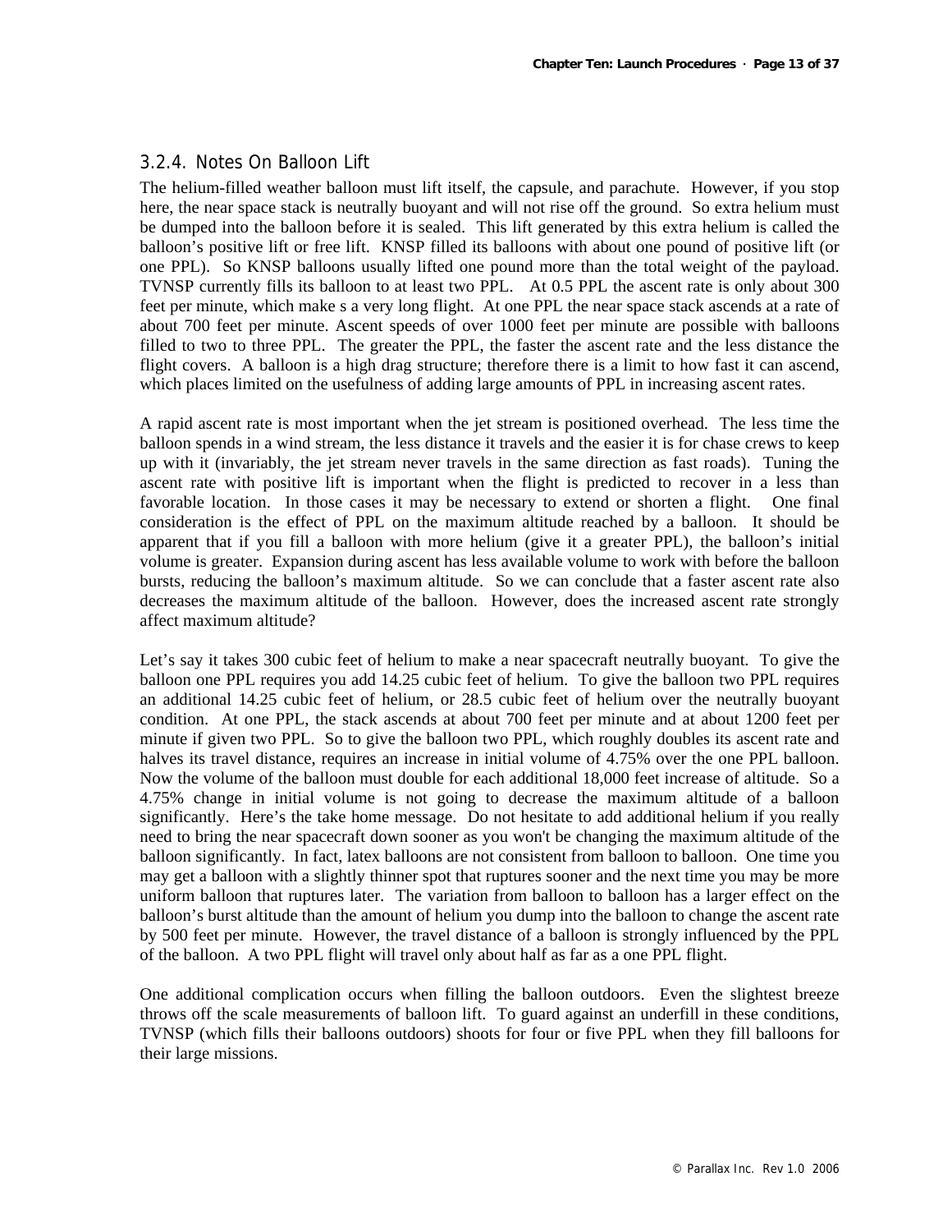### 3.2.4. Notes On Balloon Lift

The helium-filled weather balloon must lift itself, the capsule, and parachute. However, if you stop here, the near space stack is neutrally buoyant and will not rise off the ground. So extra helium must be dumped into the balloon before it is sealed. This lift generated by this extra helium is called the balloon's positive lift or free lift. KNSP filled its balloons with about one pound of positive lift (or one PPL). So KNSP balloons usually lifted one pound more than the total weight of the payload. TVNSP currently fills its balloon to at least two PPL. At 0.5 PPL the ascent rate is only about 300 feet per minute, which make s a very long flight. At one PPL the near space stack ascends at a rate of about 700 feet per minute. Ascent speeds of over 1000 feet per minute are possible with balloons filled to two to three PPL. The greater the PPL, the faster the ascent rate and the less distance the flight covers. A balloon is a high drag structure; therefore there is a limit to how fast it can ascend, which places limited on the usefulness of adding large amounts of PPL in increasing ascent rates.

A rapid ascent rate is most important when the jet stream is positioned overhead. The less time the balloon spends in a wind stream, the less distance it travels and the easier it is for chase crews to keep up with it (invariably, the jet stream never travels in the same direction as fast roads). Tuning the ascent rate with positive lift is important when the flight is predicted to recover in a less than favorable location. In those cases it may be necessary to extend or shorten a flight. One final consideration is the effect of PPL on the maximum altitude reached by a balloon. It should be apparent that if you fill a balloon with more helium (give it a greater PPL), the balloon's initial volume is greater. Expansion during ascent has less available volume to work with before the balloon bursts, reducing the balloon's maximum altitude. So we can conclude that a faster ascent rate also decreases the maximum altitude of the balloon. However, does the increased ascent rate strongly affect maximum altitude?

Let's say it takes 300 cubic feet of helium to make a near spacecraft neutrally buoyant. To give the balloon one PPL requires you add 14.25 cubic feet of helium. To give the balloon two PPL requires an additional 14.25 cubic feet of helium, or 28.5 cubic feet of helium over the neutrally buoyant condition. At one PPL, the stack ascends at about 700 feet per minute and at about 1200 feet per minute if given two PPL. So to give the balloon two PPL, which roughly doubles its ascent rate and halves its travel distance, requires an increase in initial volume of 4.75% over the one PPL balloon. Now the volume of the balloon must double for each additional 18,000 feet increase of altitude. So a 4.75% change in initial volume is not going to decrease the maximum altitude of a balloon significantly. Here's the take home message. Do not hesitate to add additional helium if you really need to bring the near spacecraft down sooner as you won't be changing the maximum altitude of the balloon significantly. In fact, latex balloons are not consistent from balloon to balloon. One time you may get a balloon with a slightly thinner spot that ruptures sooner and the next time you may be more uniform balloon that ruptures later. The variation from balloon to balloon has a larger effect on the balloon's burst altitude than the amount of helium you dump into the balloon to change the ascent rate by 500 feet per minute. However, the travel distance of a balloon is strongly influenced by the PPL of the balloon. A two PPL flight will travel only about half as far as a one PPL flight.

One additional complication occurs when filling the balloon outdoors. Even the slightest breeze throws off the scale measurements of balloon lift. To guard against an underfill in these conditions, TVNSP (which fills their balloons outdoors) shoots for four or five PPL when they fill balloons for their large missions.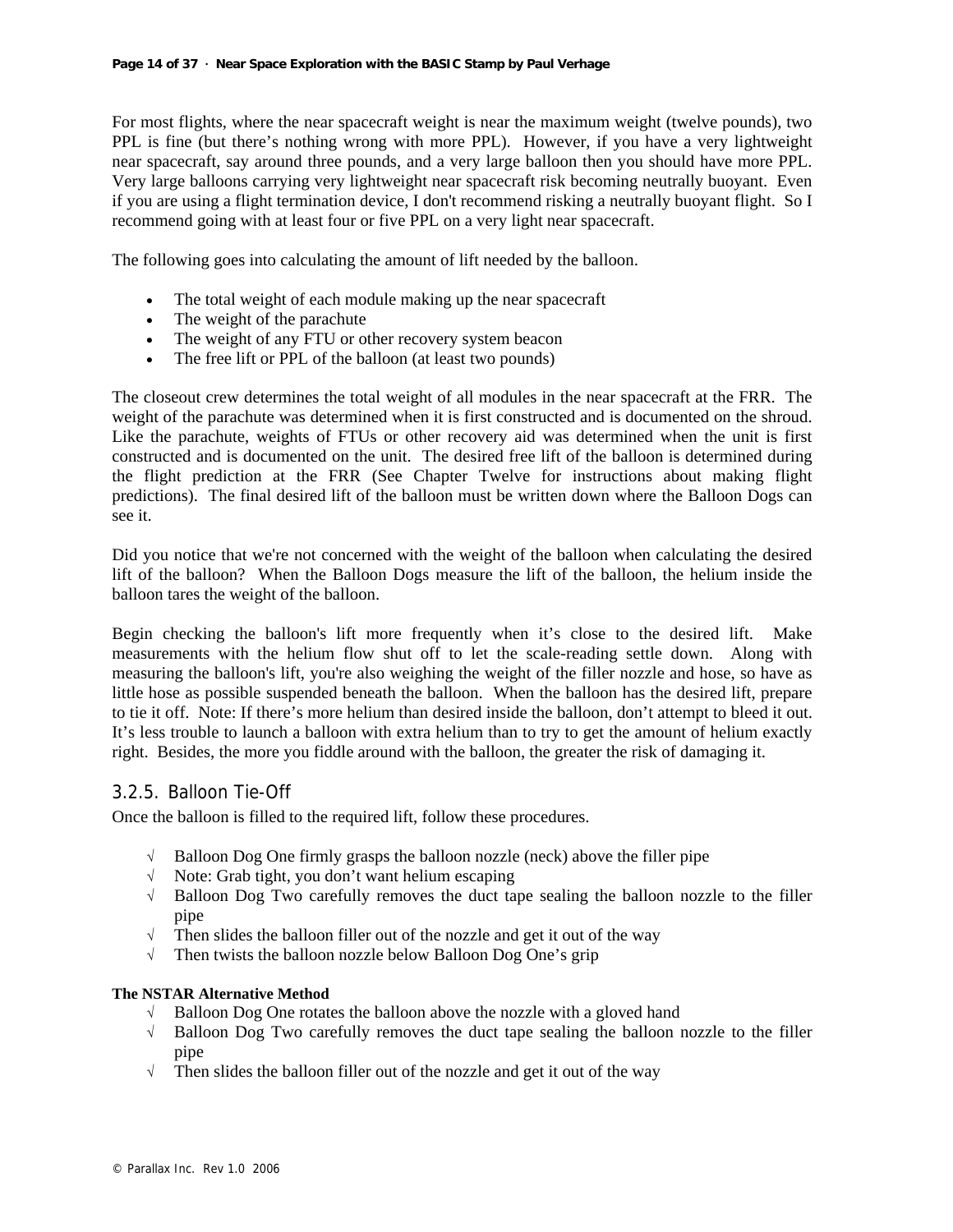For most flights, where the near spacecraft weight is near the maximum weight (twelve pounds), two PPL is fine (but there's nothing wrong with more PPL). However, if you have a very lightweight near spacecraft, say around three pounds, and a very large balloon then you should have more PPL. Very large balloons carrying very lightweight near spacecraft risk becoming neutrally buoyant. Even if you are using a flight termination device, I don't recommend risking a neutrally buoyant flight. So I recommend going with at least four or five PPL on a very light near spacecraft.

The following goes into calculating the amount of lift needed by the balloon.

- The total weight of each module making up the near spacecraft
- The weight of the parachute
- The weight of any FTU or other recovery system beacon
- The free lift or PPL of the balloon (at least two pounds)

The closeout crew determines the total weight of all modules in the near spacecraft at the FRR. The weight of the parachute was determined when it is first constructed and is documented on the shroud. Like the parachute, weights of FTUs or other recovery aid was determined when the unit is first constructed and is documented on the unit. The desired free lift of the balloon is determined during the flight prediction at the FRR (See Chapter Twelve for instructions about making flight predictions). The final desired lift of the balloon must be written down where the Balloon Dogs can see it.

Did you notice that we're not concerned with the weight of the balloon when calculating the desired lift of the balloon? When the Balloon Dogs measure the lift of the balloon, the helium inside the balloon tares the weight of the balloon.

Begin checking the balloon's lift more frequently when it's close to the desired lift. Make measurements with the helium flow shut off to let the scale-reading settle down. Along with measuring the balloon's lift, you're also weighing the weight of the filler nozzle and hose, so have as little hose as possible suspended beneath the balloon. When the balloon has the desired lift, prepare to tie it off. Note: If there's more helium than desired inside the balloon, don't attempt to bleed it out. It's less trouble to launch a balloon with extra helium than to try to get the amount of helium exactly right. Besides, the more you fiddle around with the balloon, the greater the risk of damaging it.

### 3.2.5. Balloon Tie-Off

Once the balloon is filled to the required lift, follow these procedures.

- √ Balloon Dog One firmly grasps the balloon nozzle (neck) above the filler pipe
- √ Note: Grab tight, you don't want helium escaping
- √ Balloon Dog Two carefully removes the duct tape sealing the balloon nozzle to the filler pipe
- √ Then slides the balloon filler out of the nozzle and get it out of the way
- √ Then twists the balloon nozzle below Balloon Dog One's grip

**The NSTAR Alternative Method**

- √ Balloon Dog One rotates the balloon above the nozzle with a gloved hand
- √ Balloon Dog Two carefully removes the duct tape sealing the balloon nozzle to the filler pipe
- √ Then slides the balloon filler out of the nozzle and get it out of the way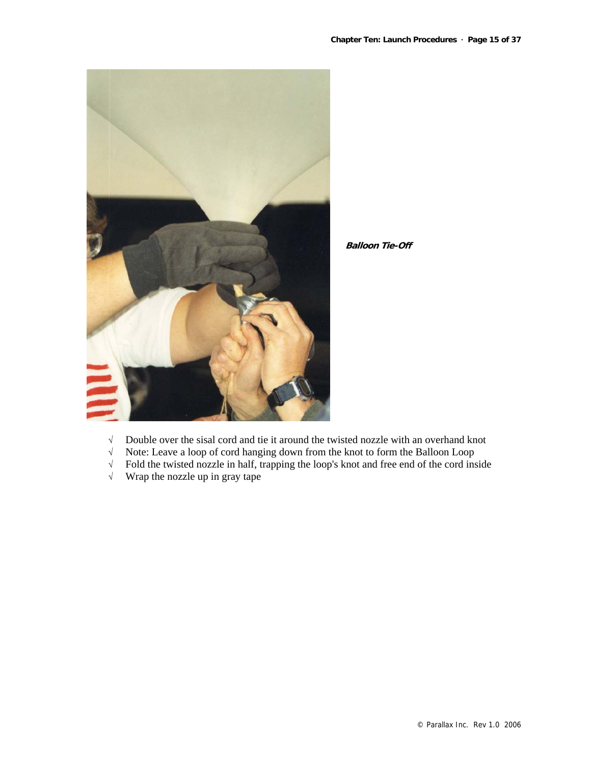*Balloon Tie-Off*

- √ Double over the sisal cord and tie it around the twisted nozzle with an overhand knot
- √ Note: Leave a loop of cord hanging down from the knot to form the Balloon Loop
- √ Fold the twisted nozzle in half, trapping the loop's knot and free end of the cord inside
- √ Wrap the nozzle up in gray tape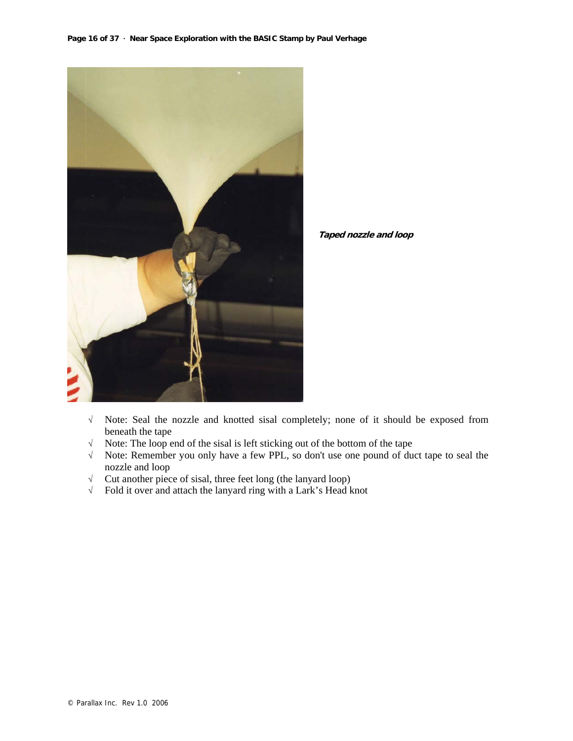*Taped nozzle and loop*

- √ Note: Seal the nozzle and knotted sisal completely; none of it should be exposed from beneath the tape
- √ Note: The loop end of the sisal is left sticking out of the bottom of the tape
- √ Note: Remember you only have a few PPL, so don't use one pound of duct tape to seal the nozzle and loop
- √ Cut another piece of sisal, three feet long (the lanyard loop)
- √ Fold it over and attach the lanyard ring with a Lark's Head knot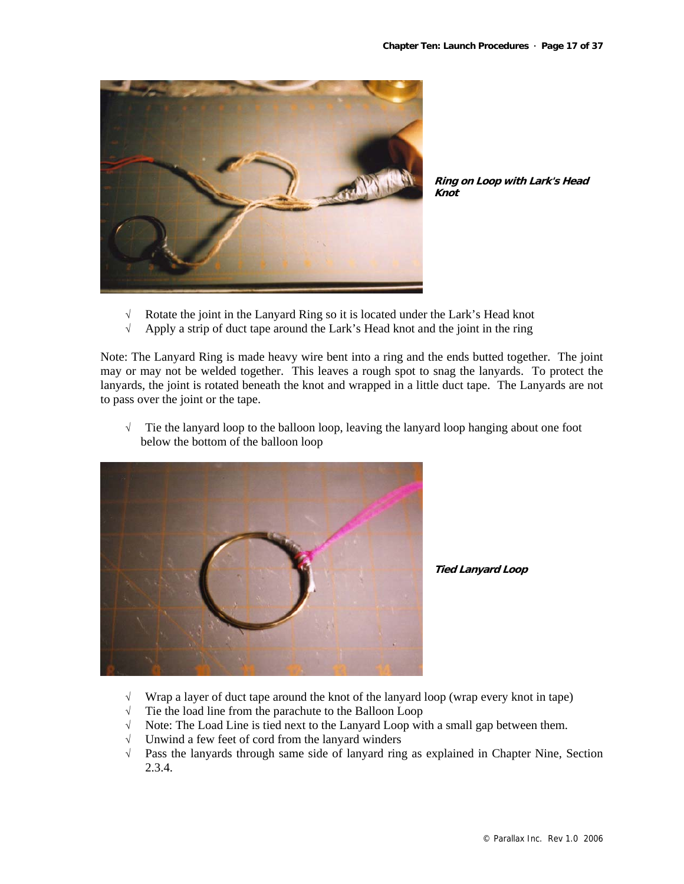*Ring on Loop with Lark's Head Knot*

- √ Rotate the joint in the Lanyard Ring so it is located under the Lark's Head knot
- √ Apply a strip of duct tape around the Lark's Head knot and the joint in the ring

Note: The Lanyard Ring is made heavy wire bent into a ring and the ends butted together. The joint may or may not be welded together. This leaves a rough spot to snag the lanyards. To protect the lanyards, the joint is rotated beneath the knot and wrapped in a little duct tape. The Lanyards are not to pass over the joint or the tape.

- √ Tie the lanyard loop to the balloon loop, leaving the lanyard loop hanging about one foot below the bottom of the balloon loop

*Tied Lanyard Loop*

- √ Wrap a layer of duct tape around the knot of the lanyard loop (wrap every knot in tape)
- √ Tie the load line from the parachute to the Balloon Loop
- √ Note: The Load Line is tied next to the Lanyard Loop with a small gap between them.
- √ Unwind a few feet of cord from the lanyard winders
- √ Pass the lanyards through same side of lanyard ring as explained in Chapter Nine, Section 2.3.4.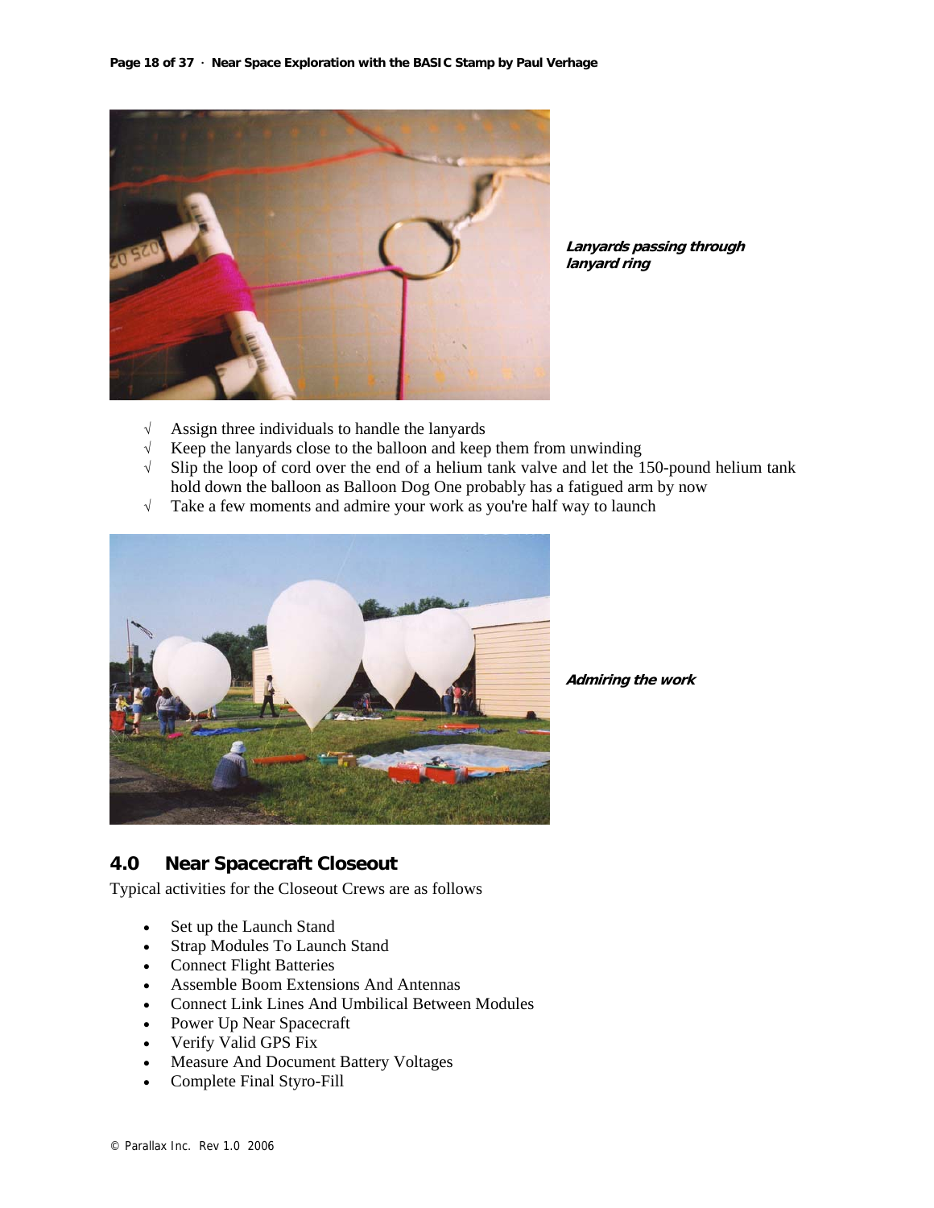***Lanyards passing through lanyard ring***

- √ Assign three individuals to handle the lanyards
- √ Keep the lanyards close to the balloon and keep them from unwinding
- √ Slip the loop of cord over the end of a helium tank valve and let the 150-pound helium tank hold down the balloon as Balloon Dog One probably has a fatigued arm by now
- √ Take a few moments and admire your work as you're half way to launch

***Admiring the work***

## 4.0 Near Spacecraft Closeout

Typical activities for the Closeout Crews are as follows

- Set up the Launch Stand
- Strap Modules To Launch Stand
- Connect Flight Batteries
- Assemble Boom Extensions And Antennas
- Connect Link Lines And Umbilical Between Modules
- Power Up Near Spacecraft
- Verify Valid GPS Fix
- Measure And Document Battery Voltages
- Complete Final Styro-Fill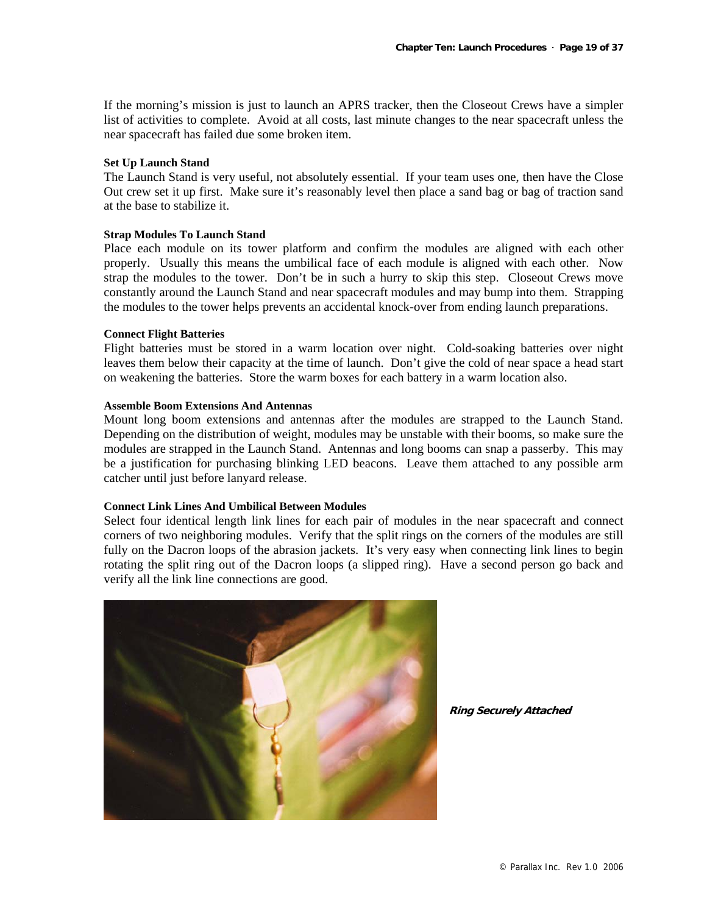If the morning's mission is just to launch an APRS tracker, then the Closeout Crews have a simpler list of activities to complete. Avoid at all costs, last minute changes to the near spacecraft unless the near spacecraft has failed due some broken item.

**Set Up Launch Stand**

The Launch Stand is very useful, not absolutely essential. If your team uses one, then have the Close Out crew set it up first. Make sure it's reasonably level then place a sand bag or bag of traction sand at the base to stabilize it.

**Strap Modules To Launch Stand**

Place each module on its tower platform and confirm the modules are aligned with each other properly. Usually this means the umbilical face of each module is aligned with each other. Now strap the modules to the tower. Don't be in such a hurry to skip this step. Closeout Crews move constantly around the Launch Stand and near spacecraft modules and may bump into them. Strapping the modules to the tower helps prevents an accidental knock-over from ending launch preparations.

**Connect Flight Batteries**

Flight batteries must be stored in a warm location over night. Cold-soaking batteries over night leaves them below their capacity at the time of launch. Don't give the cold of near space a head start on weakening the batteries. Store the warm boxes for each battery in a warm location also.

**Assemble Boom Extensions And Antennas**

Mount long boom extensions and antennas after the modules are strapped to the Launch Stand. Depending on the distribution of weight, modules may be unstable with their booms, so make sure the modules are strapped in the Launch Stand. Antennas and long booms can snap a passerby. This may be a justification for purchasing blinking LED beacons. Leave them attached to any possible arm catcher until just before lanyard release.

**Connect Link Lines And Umbilical Between Modules**

Select four identical length link lines for each pair of modules in the near spacecraft and connect corners of two neighboring modules. Verify that the split rings on the corners of the modules are still fully on the Dacron loops of the abrasion jackets. It's very easy when connecting link lines to begin rotating the split ring out of the Dacron loops (a slipped ring). Have a second person go back and verify all the link line connections are good.

***Ring Securely Attached***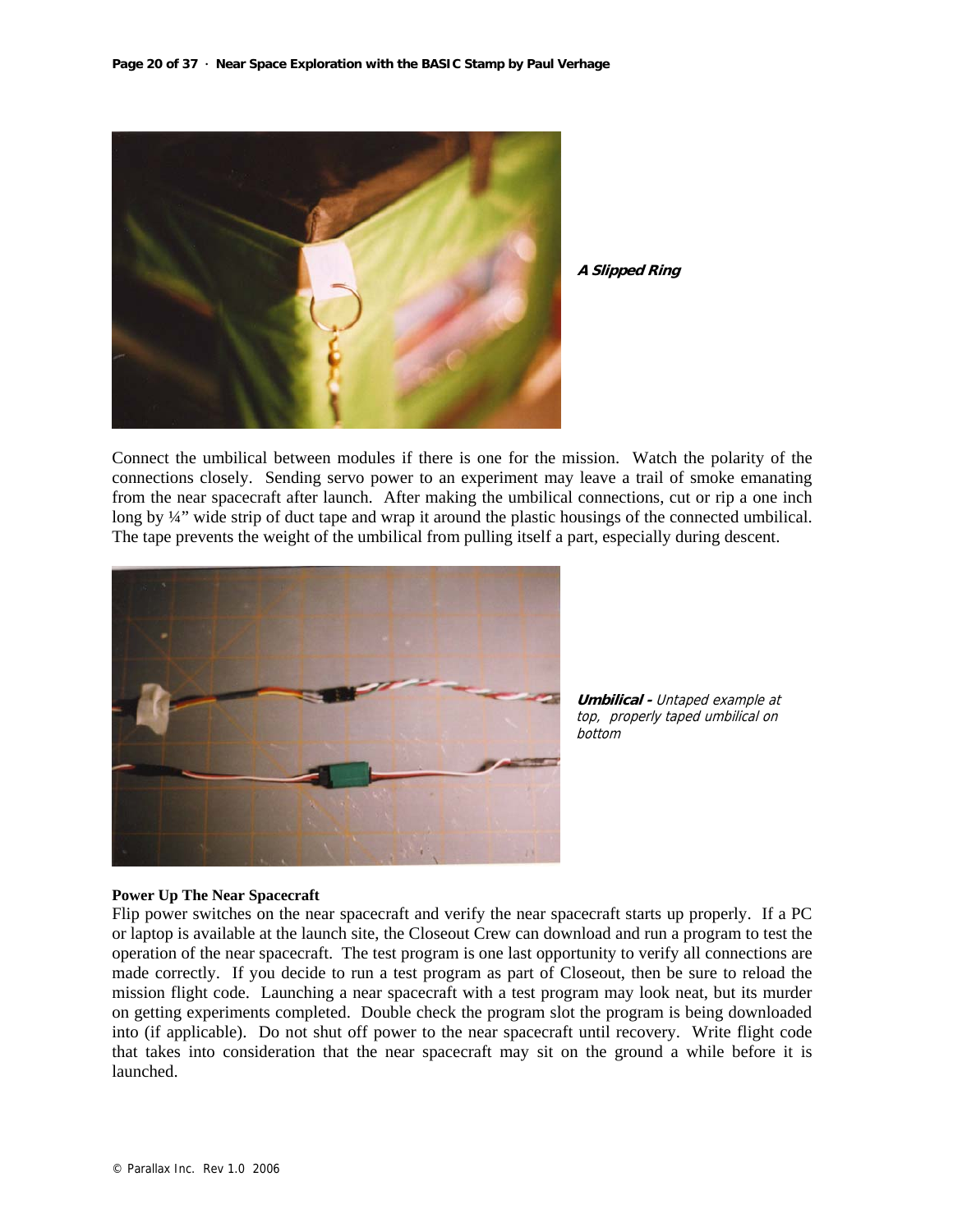**A Slipped Ring**

Connect the umbilical between modules if there is one for the mission. Watch the polarity of the connections closely. Sending servo power to an experiment may leave a trail of smoke emanating from the near spacecraft after launch. After making the umbilical connections, cut or rip a one inch long by ¼" wide strip of duct tape and wrap it around the plastic housings of the connected umbilical. The tape prevents the weight of the umbilical from pulling itself a part, especially during descent.

***Umbilical -*** *Untaped example at top, properly taped umbilical on bottom*

**Power Up The Near Spacecraft**

Flip power switches on the near spacecraft and verify the near spacecraft starts up properly. If a PC or laptop is available at the launch site, the Closeout Crew can download and run a program to test the operation of the near spacecraft. The test program is one last opportunity to verify all connections are made correctly. If you decide to run a test program as part of Closeout, then be sure to reload the mission flight code. Launching a near spacecraft with a test program may look neat, but its murder on getting experiments completed. Double check the program slot the program is being downloaded into (if applicable). Do not shut off power to the near spacecraft until recovery. Write flight code that takes into consideration that the near spacecraft may sit on the ground a while before it is launched.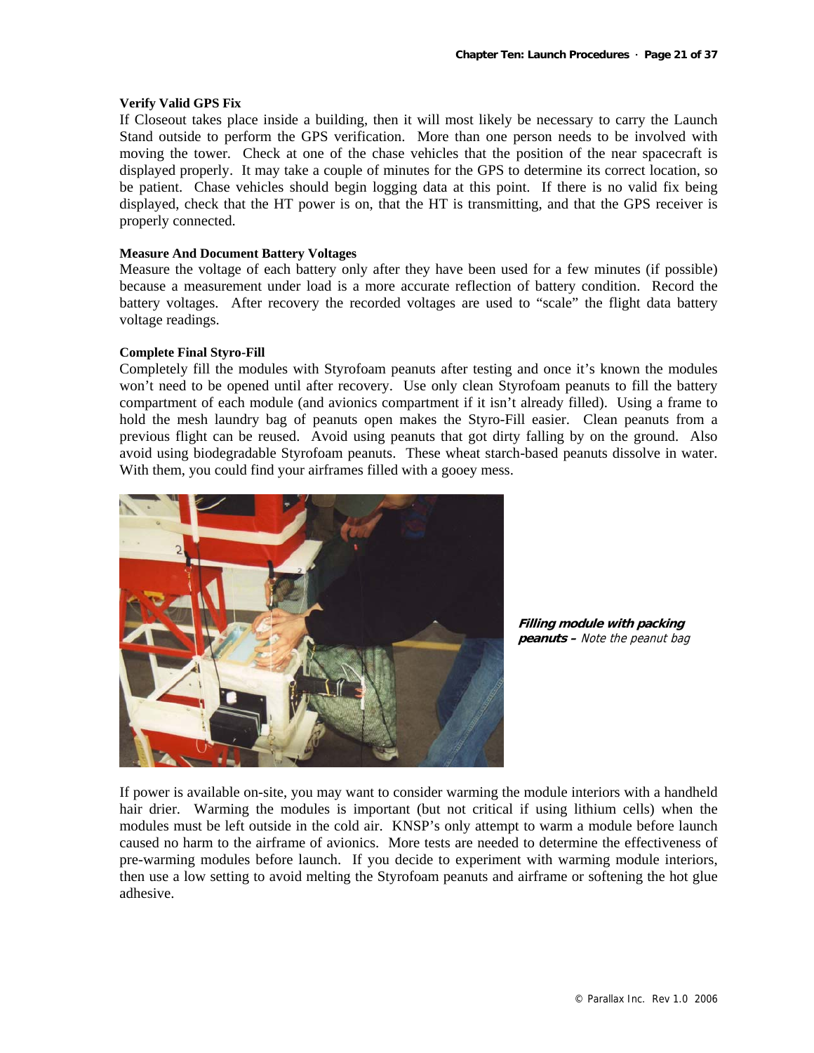### Verify Valid GPS Fix

If Closeout takes place inside a building, then it will most likely be necessary to carry the Launch Stand outside to perform the GPS verification. More than one person needs to be involved with moving the tower. Check at one of the chase vehicles that the position of the near spacecraft is displayed properly. It may take a couple of minutes for the GPS to determine its correct location, so be patient. Chase vehicles should begin logging data at this point. If there is no valid fix being displayed, check that the HT power is on, that the HT is transmitting, and that the GPS receiver is properly connected.

#### Measure And Document Battery Voltages

Measure the voltage of each battery only after they have been used for a few minutes (if possible) because a measurement under load is a more accurate reflection of battery condition. Record the battery voltages. After recovery the recorded voltages are used to "scale" the flight data battery voltage readings.

#### Complete Final Styro-Fill

Completely fill the modules with Styrofoam peanuts after testing and once it's known the modules won't need to be opened until after recovery. Use only clean Styrofoam peanuts to fill the battery compartment of each module (and avionics compartment if it isn't already filled). Using a frame to hold the mesh laundry bag of peanuts open makes the Styro-Fill easier. Clean peanuts from a previous flight can be reused. Avoid using peanuts that got dirty falling by on the ground. Also avoid using biodegradable Styrofoam peanuts. These wheat starch-based peanuts dissolve in water. With them, you could find your airframes filled with a gooey mess.

***Filling module with packing peanuts –*** *Note the peanut bag*

If power is available on-site, you may want to consider warming the module interiors with a handheld hair drier. Warming the modules is important (but not critical if using lithium cells) when the modules must be left outside in the cold air. KNSP's only attempt to warm a module before launch caused no harm to the airframe of avionics. More tests are needed to determine the effectiveness of pre-warming modules before launch. If you decide to experiment with warming module interiors, then use a low setting to avoid melting the Styrofoam peanuts and airframe or softening the hot glue adhesive.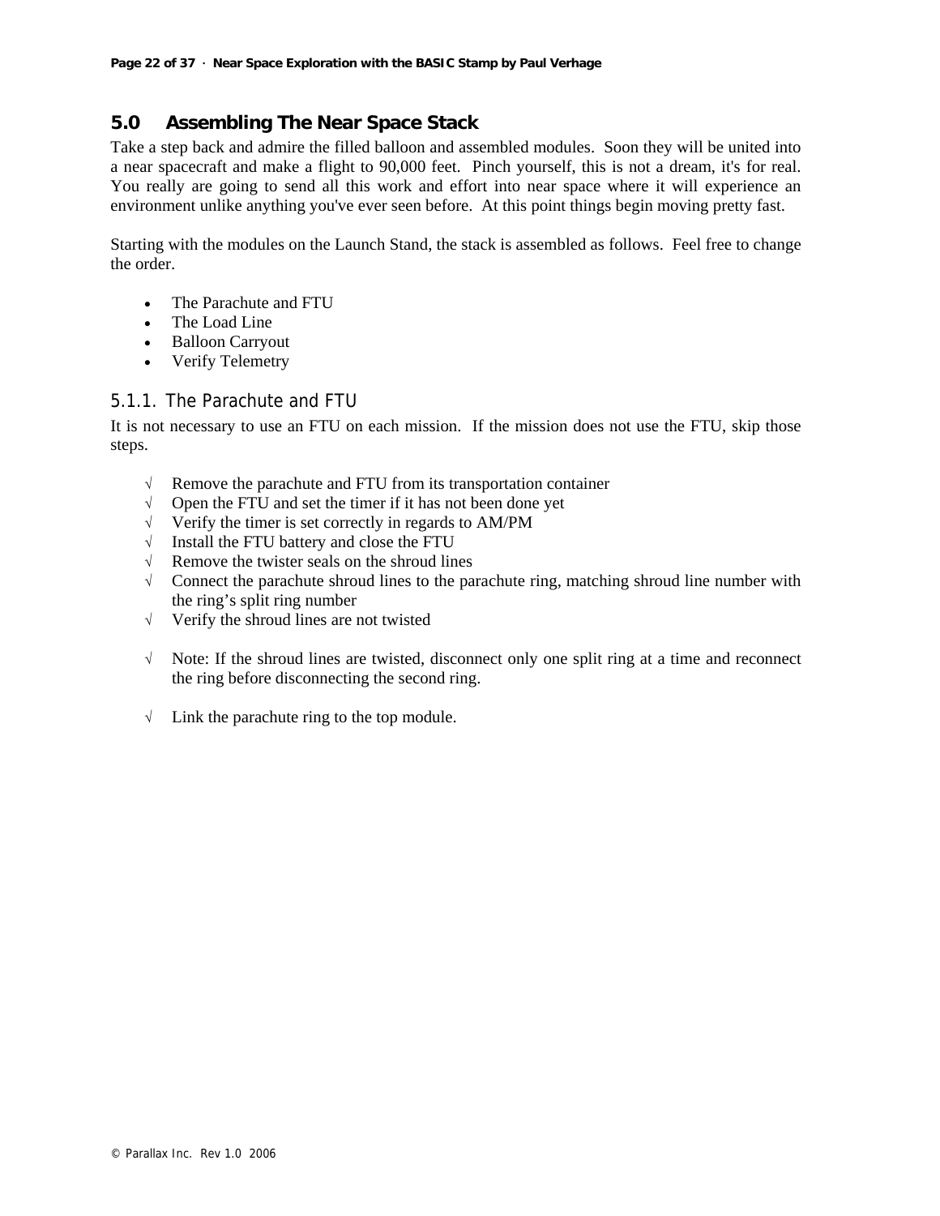## 5.0 Assembling The Near Space Stack

Take a step back and admire the filled balloon and assembled modules. Soon they will be united into a near spacecraft and make a flight to 90,000 feet. Pinch yourself, this is not a dream, it's for real. You really are going to send all this work and effort into near space where it will experience an environment unlike anything you've ever seen before. At this point things begin moving pretty fast.

Starting with the modules on the Launch Stand, the stack is assembled as follows. Feel free to change the order.

- The Parachute and FTU
- The Load Line
- Balloon Carryout
- Verify Telemetry

### 5.1.1. The Parachute and FTU

It is not necessary to use an FTU on each mission. If the mission does not use the FTU, skip those steps.

√ Remove the parachute and FTU from its transportation container
√ Open the FTU and set the timer if it has not been done yet
√ Verify the timer is set correctly in regards to AM/PM
√ Install the FTU battery and close the FTU
√ Remove the twister seals on the shroud lines
√ Connect the parachute shroud lines to the parachute ring, matching shroud line number with the ring's split ring number
√ Verify the shroud lines are not twisted

√ Note: If the shroud lines are twisted, disconnect only one split ring at a time and reconnect the ring before disconnecting the second ring.

√ Link the parachute ring to the top module.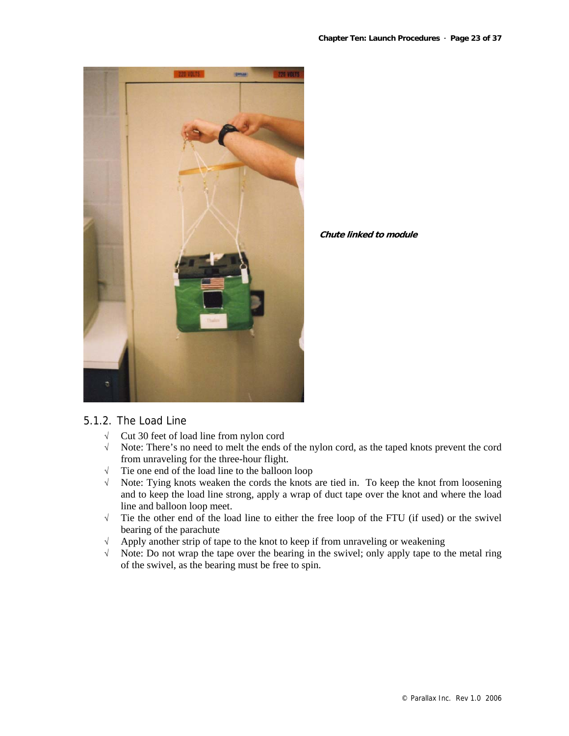***Chute linked to module***

### 5.1.2. The Load Line

- √ Cut 30 feet of load line from nylon cord
- √ Note: There's no need to melt the ends of the nylon cord, as the taped knots prevent the cord from unraveling for the three-hour flight.
- √ Tie one end of the load line to the balloon loop
- √ Note: Tying knots weaken the cords the knots are tied in. To keep the knot from loosening and to keep the load line strong, apply a wrap of duct tape over the knot and where the load line and balloon loop meet.
- √ Tie the other end of the load line to either the free loop of the FTU (if used) or the swivel bearing of the parachute
- √ Apply another strip of tape to the knot to keep if from unraveling or weakening
- √ Note: Do not wrap the tape over the bearing in the swivel; only apply tape to the metal ring of the swivel, as the bearing must be free to spin.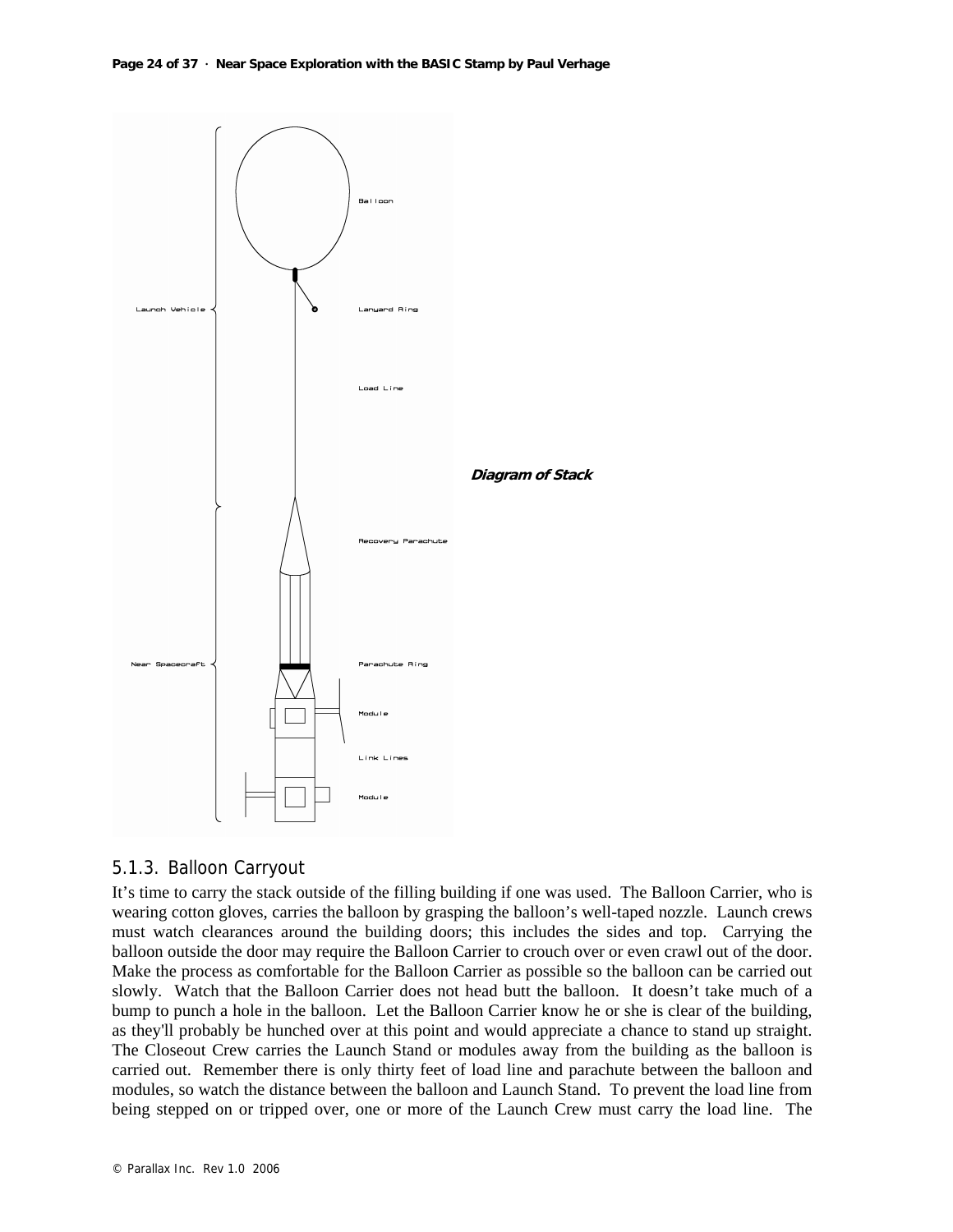Balloon

Launch Vehicle

Lanyard Ring

Load Line

***Diagram of Stack***

Recovery Parachute

Near Spacecraft

Parachute Ring

Module

Link Lines

Module

### 5.1.3. Balloon Carryout

It's time to carry the stack outside of the filling building if one was used. The Balloon Carrier, who is wearing cotton gloves, carries the balloon by grasping the balloon's well-taped nozzle. Launch crews must watch clearances around the building doors; this includes the sides and top. Carrying the balloon outside the door may require the Balloon Carrier to crouch over or even crawl out of the door. Make the process as comfortable for the Balloon Carrier as possible so the balloon can be carried out slowly. Watch that the Balloon Carrier does not head butt the balloon. It doesn't take much of a bump to punch a hole in the balloon. Let the Balloon Carrier know he or she is clear of the building, as they'll probably be hunched over at this point and would appreciate a chance to stand up straight. The Closeout Crew carries the Launch Stand or modules away from the building as the balloon is carried out. Remember there is only thirty feet of load line and parachute between the balloon and modules, so watch the distance between the balloon and Launch Stand. To prevent the load line from being stepped on or tripped over, one or more of the Launch Crew must carry the load line. The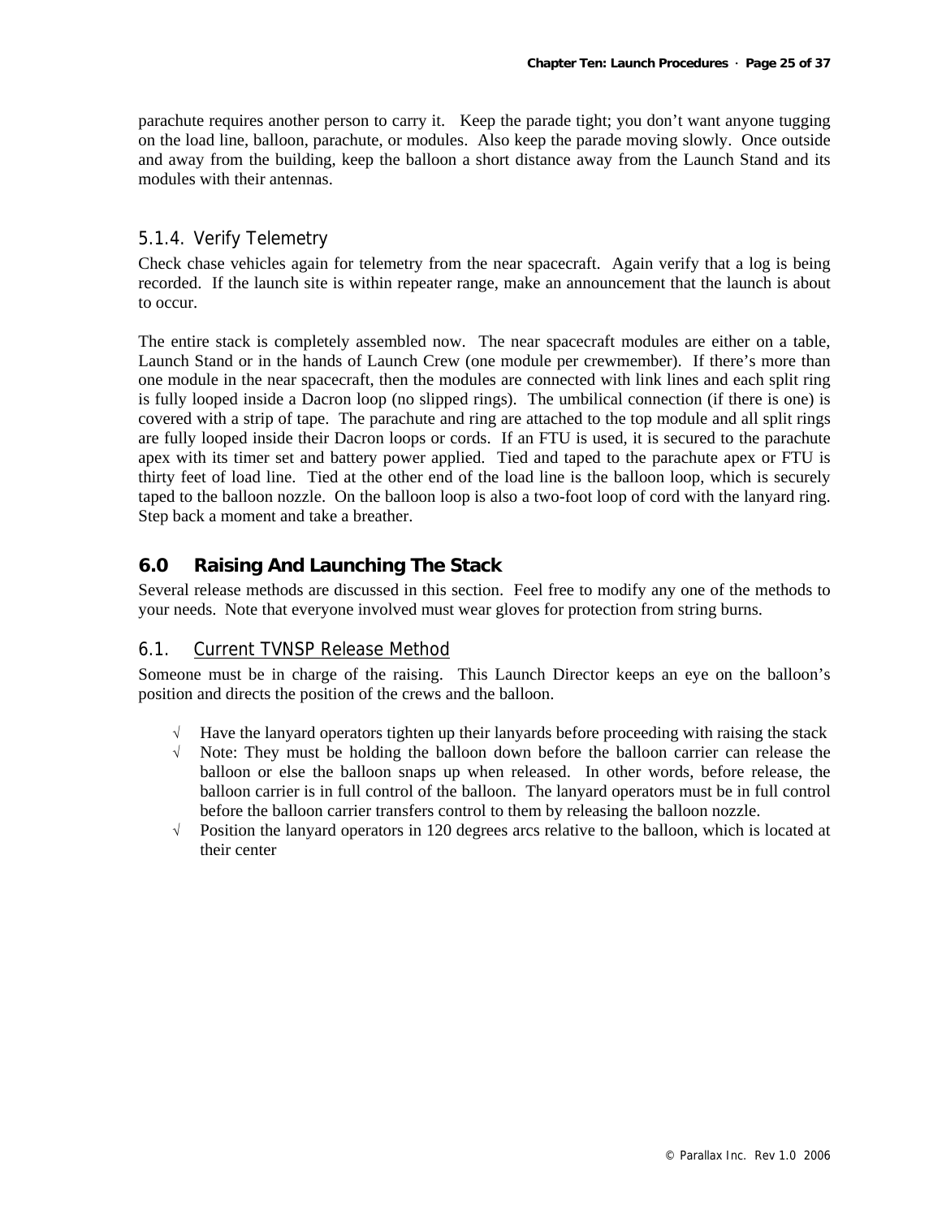parachute requires another person to carry it. Keep the parade tight; you don't want anyone tugging on the load line, balloon, parachute, or modules. Also keep the parade moving slowly. Once outside and away from the building, keep the balloon a short distance away from the Launch Stand and its modules with their antennas.

#### 5.1.4. Verify Telemetry

Check chase vehicles again for telemetry from the near spacecraft. Again verify that a log is being recorded. If the launch site is within repeater range, make an announcement that the launch is about to occur.

The entire stack is completely assembled now. The near spacecraft modules are either on a table, Launch Stand or in the hands of Launch Crew (one module per crewmember). If there's more than one module in the near spacecraft, then the modules are connected with link lines and each split ring is fully looped inside a Dacron loop (no slipped rings). The umbilical connection (if there is one) is covered with a strip of tape. The parachute and ring are attached to the top module and all split rings are fully looped inside their Dacron loops or cords. If an FTU is used, it is secured to the parachute apex with its timer set and battery power applied. Tied and taped to the parachute apex or FTU is thirty feet of load line. Tied at the other end of the load line is the balloon loop, which is securely taped to the balloon nozzle. On the balloon loop is also a two-foot loop of cord with the lanyard ring. Step back a moment and take a breather.

## 6.0 Raising And Launching The Stack

Several release methods are discussed in this section. Feel free to modify any one of the methods to your needs. Note that everyone involved must wear gloves for protection from string burns.

### 6.1. Current TVNSP Release Method

Someone must be in charge of the raising. This Launch Director keeps an eye on the balloon's position and directs the position of the crews and the balloon.

- √ Have the lanyard operators tighten up their lanyards before proceeding with raising the stack
- √ Note: They must be holding the balloon down before the balloon carrier can release the balloon or else the balloon snaps up when released. In other words, before release, the balloon carrier is in full control of the balloon. The lanyard operators must be in full control before the balloon carrier transfers control to them by releasing the balloon nozzle.
- √ Position the lanyard operators in 120 degrees arcs relative to the balloon, which is located at their center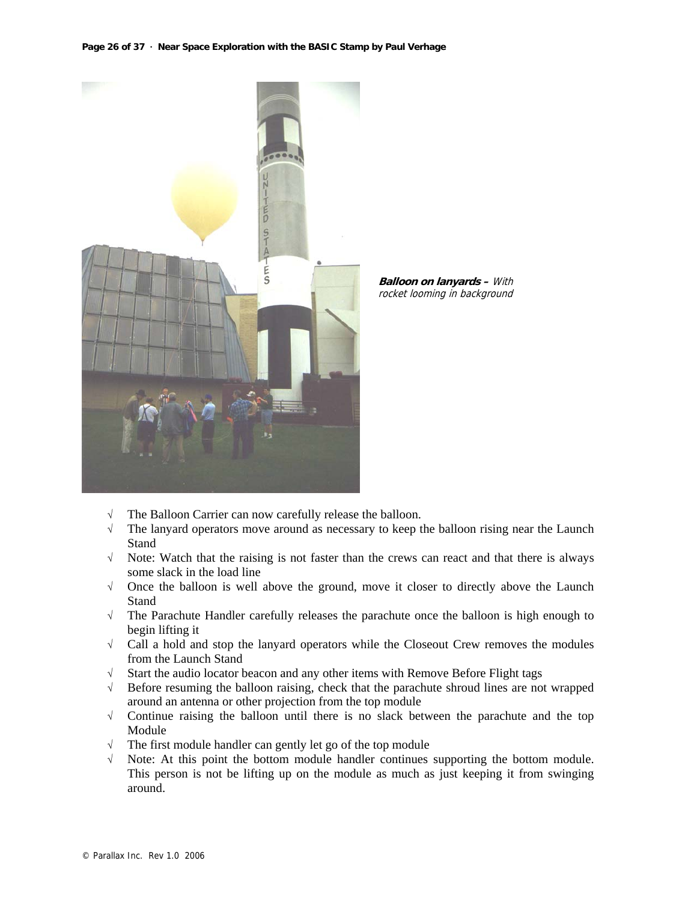***Balloon on lanyards –*** *With rocket looming in background*

- √ The Balloon Carrier can now carefully release the balloon.
- √ The lanyard operators move around as necessary to keep the balloon rising near the Launch Stand
- √ Note: Watch that the raising is not faster than the crews can react and that there is always some slack in the load line
- √ Once the balloon is well above the ground, move it closer to directly above the Launch Stand
- √ The Parachute Handler carefully releases the parachute once the balloon is high enough to begin lifting it
- √ Call a hold and stop the lanyard operators while the Closeout Crew removes the modules from the Launch Stand
- √ Start the audio locator beacon and any other items with Remove Before Flight tags
- √ Before resuming the balloon raising, check that the parachute shroud lines are not wrapped around an antenna or other projection from the top module
- √ Continue raising the balloon until there is no slack between the parachute and the top Module
- √ The first module handler can gently let go of the top module
- √ Note: At this point the bottom module handler continues supporting the bottom module. This person is not be lifting up on the module as much as just keeping it from swinging around.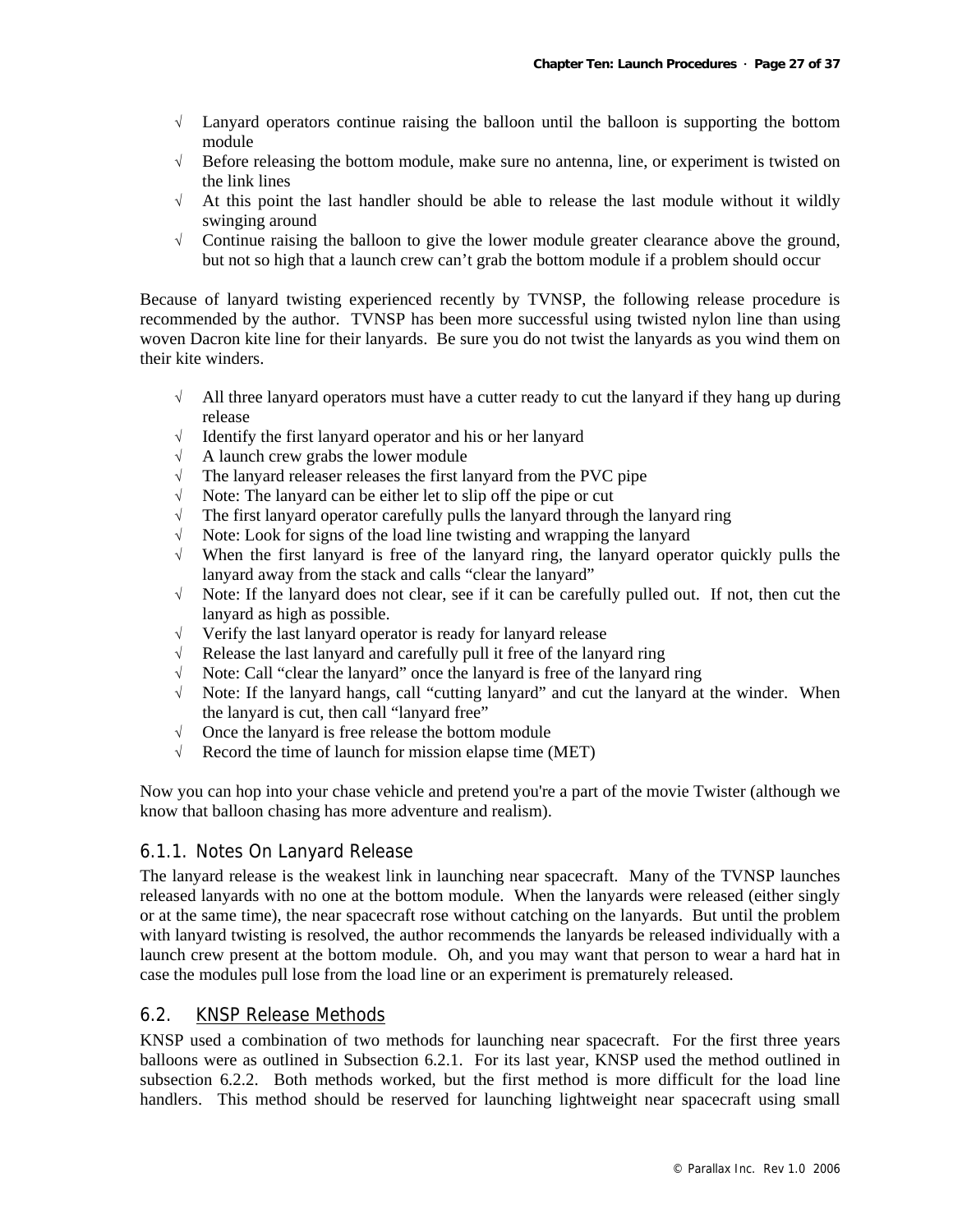- √ Lanyard operators continue raising the balloon until the balloon is supporting the bottom module
- √ Before releasing the bottom module, make sure no antenna, line, or experiment is twisted on the link lines
- √ At this point the last handler should be able to release the last module without it wildly swinging around
- √ Continue raising the balloon to give the lower module greater clearance above the ground, but not so high that a launch crew can't grab the bottom module if a problem should occur

Because of lanyard twisting experienced recently by TVNSP, the following release procedure is recommended by the author. TVNSP has been more successful using twisted nylon line than using woven Dacron kite line for their lanyards. Be sure you do not twist the lanyards as you wind them on their kite winders.

- √ All three lanyard operators must have a cutter ready to cut the lanyard if they hang up during release
- √ Identify the first lanyard operator and his or her lanyard
- √ A launch crew grabs the lower module
- √ The lanyard releaser releases the first lanyard from the PVC pipe
- √ Note: The lanyard can be either let to slip off the pipe or cut
- √ The first lanyard operator carefully pulls the lanyard through the lanyard ring
- √ Note: Look for signs of the load line twisting and wrapping the lanyard
- √ When the first lanyard is free of the lanyard ring, the lanyard operator quickly pulls the lanyard away from the stack and calls "clear the lanyard"
- √ Note: If the lanyard does not clear, see if it can be carefully pulled out. If not, then cut the lanyard as high as possible.
- √ Verify the last lanyard operator is ready for lanyard release
- √ Release the last lanyard and carefully pull it free of the lanyard ring
- √ Note: Call "clear the lanyard" once the lanyard is free of the lanyard ring
- √ Note: If the lanyard hangs, call "cutting lanyard" and cut the lanyard at the winder. When the lanyard is cut, then call "lanyard free"
- √ Once the lanyard is free release the bottom module
- √ Record the time of launch for mission elapse time (MET)

Now you can hop into your chase vehicle and pretend you're a part of the movie Twister (although we know that balloon chasing has more adventure and realism).

### 6.1.1. Notes On Lanyard Release

The lanyard release is the weakest link in launching near spacecraft. Many of the TVNSP launches released lanyards with no one at the bottom module. When the lanyards were released (either singly or at the same time), the near spacecraft rose without catching on the lanyards. But until the problem with lanyard twisting is resolved, the author recommends the lanyards be released individually with a launch crew present at the bottom module. Oh, and you may want that person to wear a hard hat in case the modules pull lose from the load line or an experiment is prematurely released.

## 6.2. KNSP Release Methods

KNSP used a combination of two methods for launching near spacecraft. For the first three years balloons were as outlined in Subsection 6.2.1. For its last year, KNSP used the method outlined in subsection 6.2.2. Both methods worked, but the first method is more difficult for the load line handlers. This method should be reserved for launching lightweight near spacecraft using small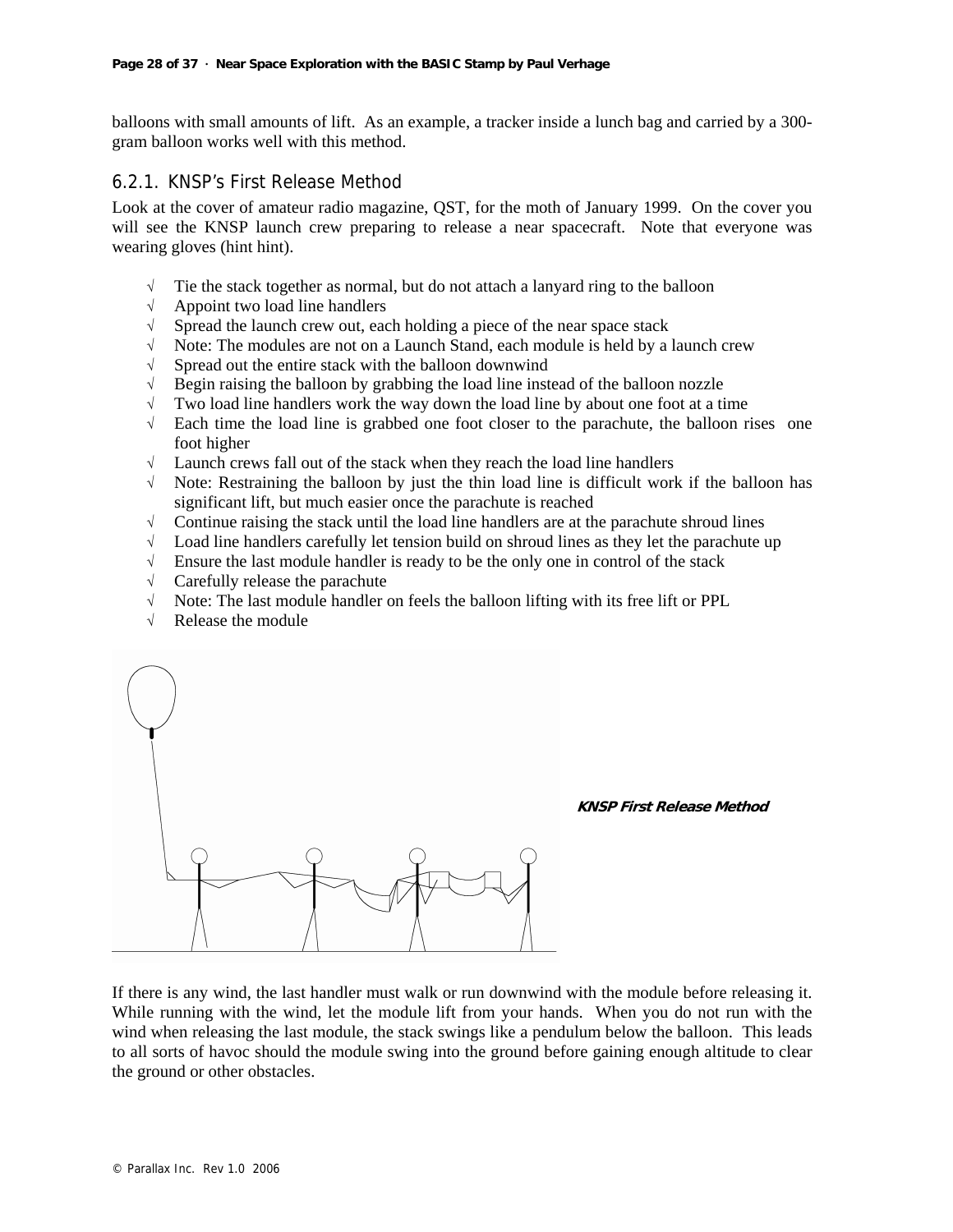balloons with small amounts of lift. As an example, a tracker inside a lunch bag and carried by a 300-gram balloon works well with this method.

### 6.2.1. KNSP's First Release Method

Look at the cover of amateur radio magazine, QST, for the moth of January 1999. On the cover you will see the KNSP launch crew preparing to release a near spacecraft. Note that everyone was wearing gloves (hint hint).

- √ Tie the stack together as normal, but do not attach a lanyard ring to the balloon
- √ Appoint two load line handlers
- √ Spread the launch crew out, each holding a piece of the near space stack
- √ Note: The modules are not on a Launch Stand, each module is held by a launch crew
- √ Spread out the entire stack with the balloon downwind
- √ Begin raising the balloon by grabbing the load line instead of the balloon nozzle
- √ Two load line handlers work the way down the load line by about one foot at a time
- √ Each time the load line is grabbed one foot closer to the parachute, the balloon rises one foot higher
- √ Launch crews fall out of the stack when they reach the load line handlers
- √ Note: Restraining the balloon by just the thin load line is difficult work if the balloon has significant lift, but much easier once the parachute is reached
- √ Continue raising the stack until the load line handlers are at the parachute shroud lines
- √ Load line handlers carefully let tension build on shroud lines as they let the parachute up
- √ Ensure the last module handler is ready to be the only one in control of the stack
- √ Carefully release the parachute
- √ Note: The last module handler on feels the balloon lifting with its free lift or PPL
- √ Release the module

***KNSP First Release Method***

If there is any wind, the last handler must walk or run downwind with the module before releasing it. While running with the wind, let the module lift from your hands. When you do not run with the wind when releasing the last module, the stack swings like a pendulum below the balloon. This leads to all sorts of havoc should the module swing into the ground before gaining enough altitude to clear the ground or other obstacles.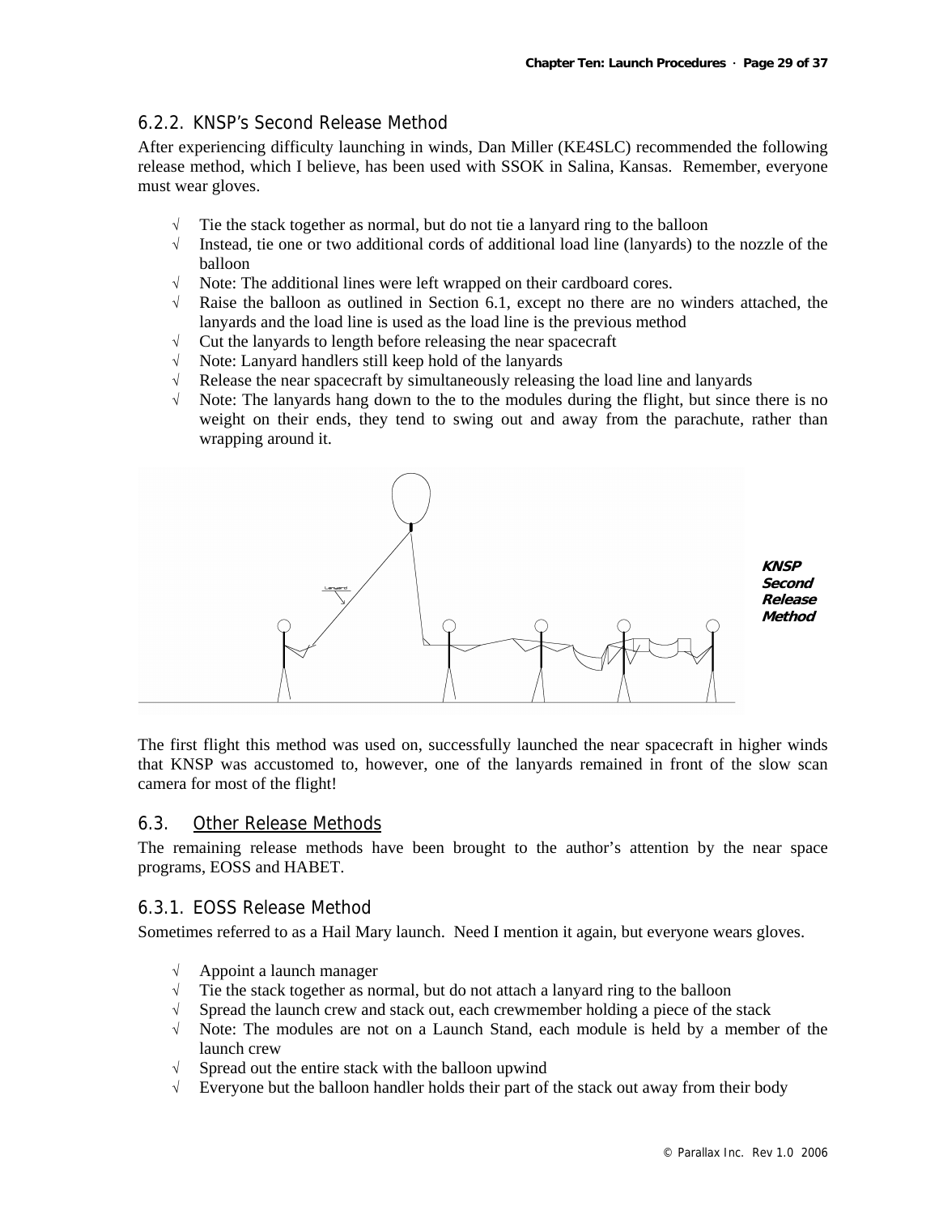### 6.2.2. KNSP's Second Release Method

After experiencing difficulty launching in winds, Dan Miller (KE4SLC) recommended the following release method, which I believe, has been used with SSOK in Salina, Kansas. Remember, everyone must wear gloves.

- √ Tie the stack together as normal, but do not tie a lanyard ring to the balloon
- √ Instead, tie one or two additional cords of additional load line (lanyards) to the nozzle of the balloon
- √ Note: The additional lines were left wrapped on their cardboard cores.
- √ Raise the balloon as outlined in Section 6.1, except no there are no winders attached, the lanyards and the load line is used as the load line is the previous method
- √ Cut the lanyards to length before releasing the near spacecraft
- √ Note: Lanyard handlers still keep hold of the lanyards
- √ Release the near spacecraft by simultaneously releasing the load line and lanyards
- √ Note: The lanyards hang down to the to the modules during the flight, but since there is no weight on their ends, they tend to swing out and away from the parachute, rather than wrapping around it.

Lanyard

***KNSP Second Release Method***

The first flight this method was used on, successfully launched the near spacecraft in higher winds that KNSP was accustomed to, however, one of the lanyards remained in front of the slow scan camera for most of the flight!

## 6.3. Other Release Methods

The remaining release methods have been brought to the author's attention by the near space programs, EOSS and HABET.

### 6.3.1. EOSS Release Method

Sometimes referred to as a Hail Mary launch. Need I mention it again, but everyone wears gloves.

- √ Appoint a launch manager
- √ Tie the stack together as normal, but do not attach a lanyard ring to the balloon
- √ Spread the launch crew and stack out, each crewmember holding a piece of the stack
- √ Note: The modules are not on a Launch Stand, each module is held by a member of the launch crew
- √ Spread out the entire stack with the balloon upwind
- √ Everyone but the balloon handler holds their part of the stack out away from their body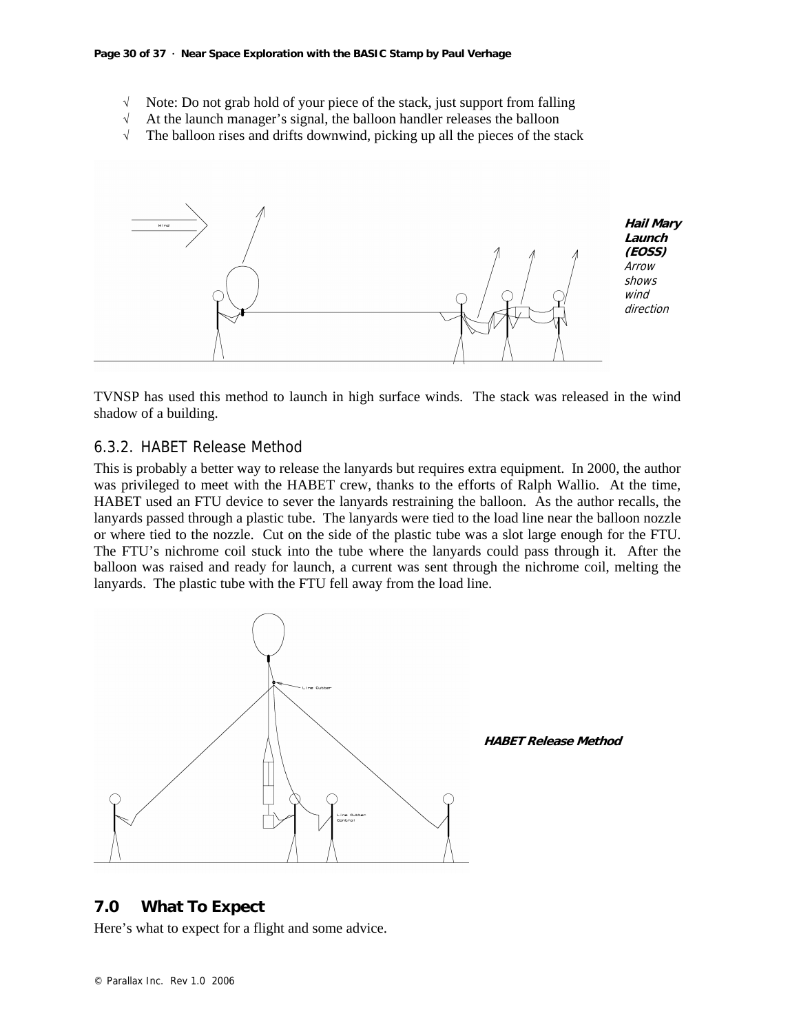- √ Note: Do not grab hold of your piece of the stack, just support from falling
- √ At the launch manager's signal, the balloon handler releases the balloon
- √ The balloon rises and drifts downwind, picking up all the pieces of the stack

***Hail Mary Launch (EOSS)***
*Arrow shows wind direction*

TVNSP has used this method to launch in high surface winds. The stack was released in the wind shadow of a building.

### 6.3.2. HABET Release Method

This is probably a better way to release the lanyards but requires extra equipment. In 2000, the author was privileged to meet with the HABET crew, thanks to the efforts of Ralph Wallio. At the time, HABET used an FTU device to sever the lanyards restraining the balloon. As the author recalls, the lanyards passed through a plastic tube. The lanyards were tied to the load line near the balloon nozzle or where tied to the nozzle. Cut on the side of the plastic tube was a slot large enough for the FTU. The FTU's nichrome coil stuck into the tube where the lanyards could pass through it. After the balloon was raised and ready for launch, a current was sent through the nichrome coil, melting the lanyards. The plastic tube with the FTU fell away from the load line.

***HABET Release Method***

## 7.0 What To Expect

Here's what to expect for a flight and some advice.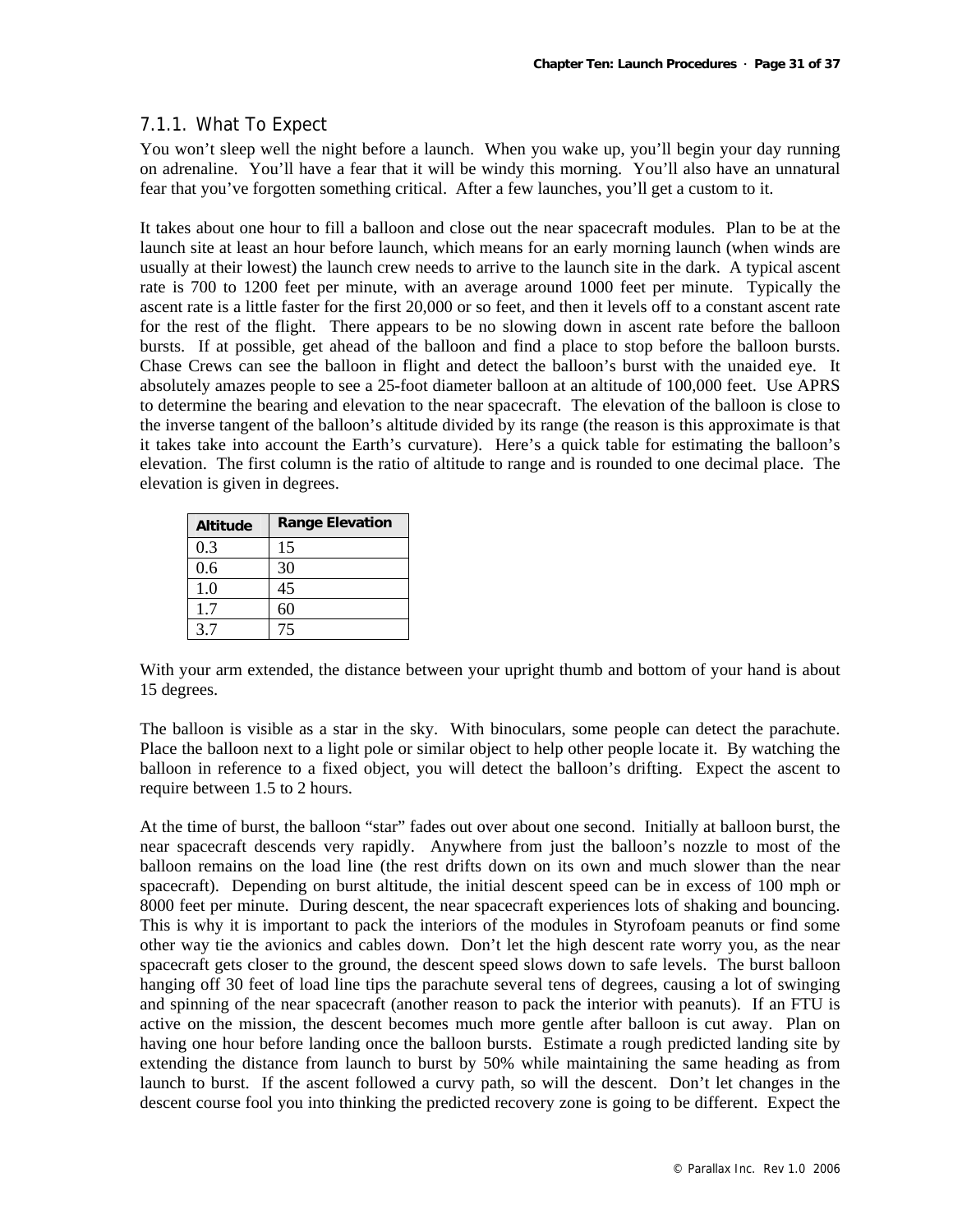### 7.1.1. What To Expect

You won't sleep well the night before a launch. When you wake up, you'll begin your day running on adrenaline. You'll have a fear that it will be windy this morning. You'll also have an unnatural fear that you've forgotten something critical. After a few launches, you'll get a custom to it.

It takes about one hour to fill a balloon and close out the near spacecraft modules. Plan to be at the launch site at least an hour before launch, which means for an early morning launch (when winds are usually at their lowest) the launch crew needs to arrive to the launch site in the dark. A typical ascent rate is 700 to 1200 feet per minute, with an average around 1000 feet per minute. Typically the ascent rate is a little faster for the first 20,000 or so feet, and then it levels off to a constant ascent rate for the rest of the flight. There appears to be no slowing down in ascent rate before the balloon bursts. If at possible, get ahead of the balloon and find a place to stop before the balloon bursts. Chase Crews can see the balloon in flight and detect the balloon's burst with the unaided eye. It absolutely amazes people to see a 25-foot diameter balloon at an altitude of 100,000 feet. Use APRS to determine the bearing and elevation to the near spacecraft. The elevation of the balloon is close to the inverse tangent of the balloon's altitude divided by its range (the reason is this approximate is that it takes take into account the Earth's curvature). Here's a quick table for estimating the balloon's elevation. The first column is the ratio of altitude to range and is rounded to one decimal place. The elevation is given in degrees.

| Altitude | Range Elevation |
|---|---|
| 0.3 | 15 |
| 0.6 | 30 |
| 1.0 | 45 |
| 1.7 | 60 |
| 3.7 | 75 |

With your arm extended, the distance between your upright thumb and bottom of your hand is about 15 degrees.

The balloon is visible as a star in the sky. With binoculars, some people can detect the parachute. Place the balloon next to a light pole or similar object to help other people locate it. By watching the balloon in reference to a fixed object, you will detect the balloon's drifting. Expect the ascent to require between 1.5 to 2 hours.

At the time of burst, the balloon "star" fades out over about one second. Initially at balloon burst, the near spacecraft descends very rapidly. Anywhere from just the balloon's nozzle to most of the balloon remains on the load line (the rest drifts down on its own and much slower than the near spacecraft). Depending on burst altitude, the initial descent speed can be in excess of 100 mph or 8000 feet per minute. During descent, the near spacecraft experiences lots of shaking and bouncing. This is why it is important to pack the interiors of the modules in Styrofoam peanuts or find some other way tie the avionics and cables down. Don't let the high descent rate worry you, as the near spacecraft gets closer to the ground, the descent speed slows down to safe levels. The burst balloon hanging off 30 feet of load line tips the parachute several tens of degrees, causing a lot of swinging and spinning of the near spacecraft (another reason to pack the interior with peanuts). If an FTU is active on the mission, the descent becomes much more gentle after balloon is cut away. Plan on having one hour before landing once the balloon bursts. Estimate a rough predicted landing site by extending the distance from launch to burst by 50% while maintaining the same heading as from launch to burst. If the ascent followed a curvy path, so will the descent. Don't let changes in the descent course fool you into thinking the predicted recovery zone is going to be different. Expect the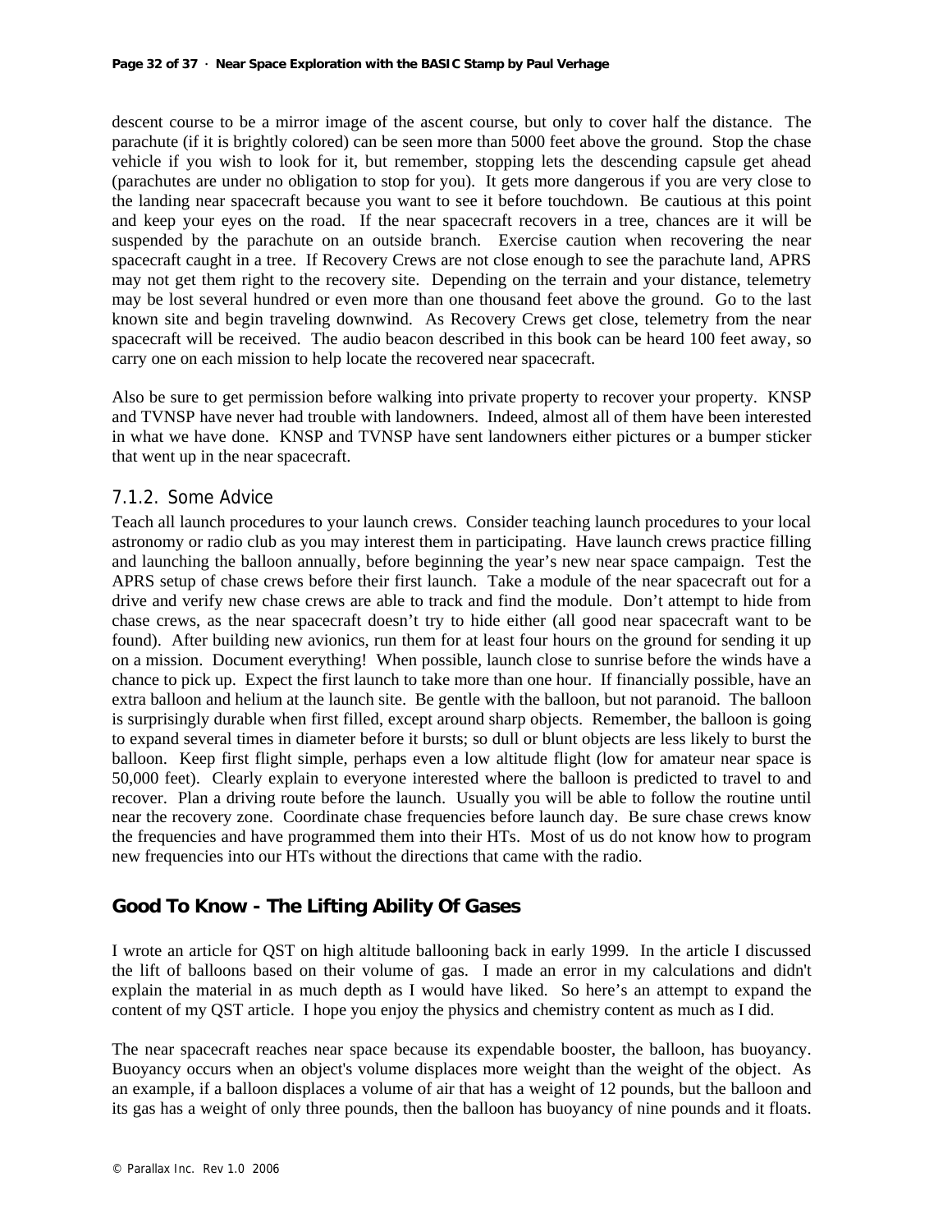descent course to be a mirror image of the ascent course, but only to cover half the distance. The parachute (if it is brightly colored) can be seen more than 5000 feet above the ground. Stop the chase vehicle if you wish to look for it, but remember, stopping lets the descending capsule get ahead (parachutes are under no obligation to stop for you). It gets more dangerous if you are very close to the landing near spacecraft because you want to see it before touchdown. Be cautious at this point and keep your eyes on the road. If the near spacecraft recovers in a tree, chances are it will be suspended by the parachute on an outside branch. Exercise caution when recovering the near spacecraft caught in a tree. If Recovery Crews are not close enough to see the parachute land, APRS may not get them right to the recovery site. Depending on the terrain and your distance, telemetry may be lost several hundred or even more than one thousand feet above the ground. Go to the last known site and begin traveling downwind. As Recovery Crews get close, telemetry from the near spacecraft will be received. The audio beacon described in this book can be heard 100 feet away, so carry one on each mission to help locate the recovered near spacecraft.

Also be sure to get permission before walking into private property to recover your property. KNSP and TVNSP have never had trouble with landowners. Indeed, almost all of them have been interested in what we have done. KNSP and TVNSP have sent landowners either pictures or a bumper sticker that went up in the near spacecraft.

### 7.1.2. Some Advice

Teach all launch procedures to your launch crews. Consider teaching launch procedures to your local astronomy or radio club as you may interest them in participating. Have launch crews practice filling and launching the balloon annually, before beginning the year's new near space campaign. Test the APRS setup of chase crews before their first launch. Take a module of the near spacecraft out for a drive and verify new chase crews are able to track and find the module. Don't attempt to hide from chase crews, as the near spacecraft doesn't try to hide either (all good near spacecraft want to be found). After building new avionics, run them for at least four hours on the ground for sending it up on a mission. Document everything! When possible, launch close to sunrise before the winds have a chance to pick up. Expect the first launch to take more than one hour. If financially possible, have an extra balloon and helium at the launch site. Be gentle with the balloon, but not paranoid. The balloon is surprisingly durable when first filled, except around sharp objects. Remember, the balloon is going to expand several times in diameter before it bursts; so dull or blunt objects are less likely to burst the balloon. Keep first flight simple, perhaps even a low altitude flight (low for amateur near space is 50,000 feet). Clearly explain to everyone interested where the balloon is predicted to travel to and recover. Plan a driving route before the launch. Usually you will be able to follow the routine until near the recovery zone. Coordinate chase frequencies before launch day. Be sure chase crews know the frequencies and have programmed them into their HTs. Most of us do not know how to program new frequencies into our HTs without the directions that came with the radio.

## Good To Know - The Lifting Ability Of Gases

I wrote an article for QST on high altitude ballooning back in early 1999. In the article I discussed the lift of balloons based on their volume of gas. I made an error in my calculations and didn't explain the material in as much depth as I would have liked. So here's an attempt to expand the content of my QST article. I hope you enjoy the physics and chemistry content as much as I did.

The near spacecraft reaches near space because its expendable booster, the balloon, has buoyancy. Buoyancy occurs when an object's volume displaces more weight than the weight of the object. As an example, if a balloon displaces a volume of air that has a weight of 12 pounds, but the balloon and its gas has a weight of only three pounds, then the balloon has buoyancy of nine pounds and it floats.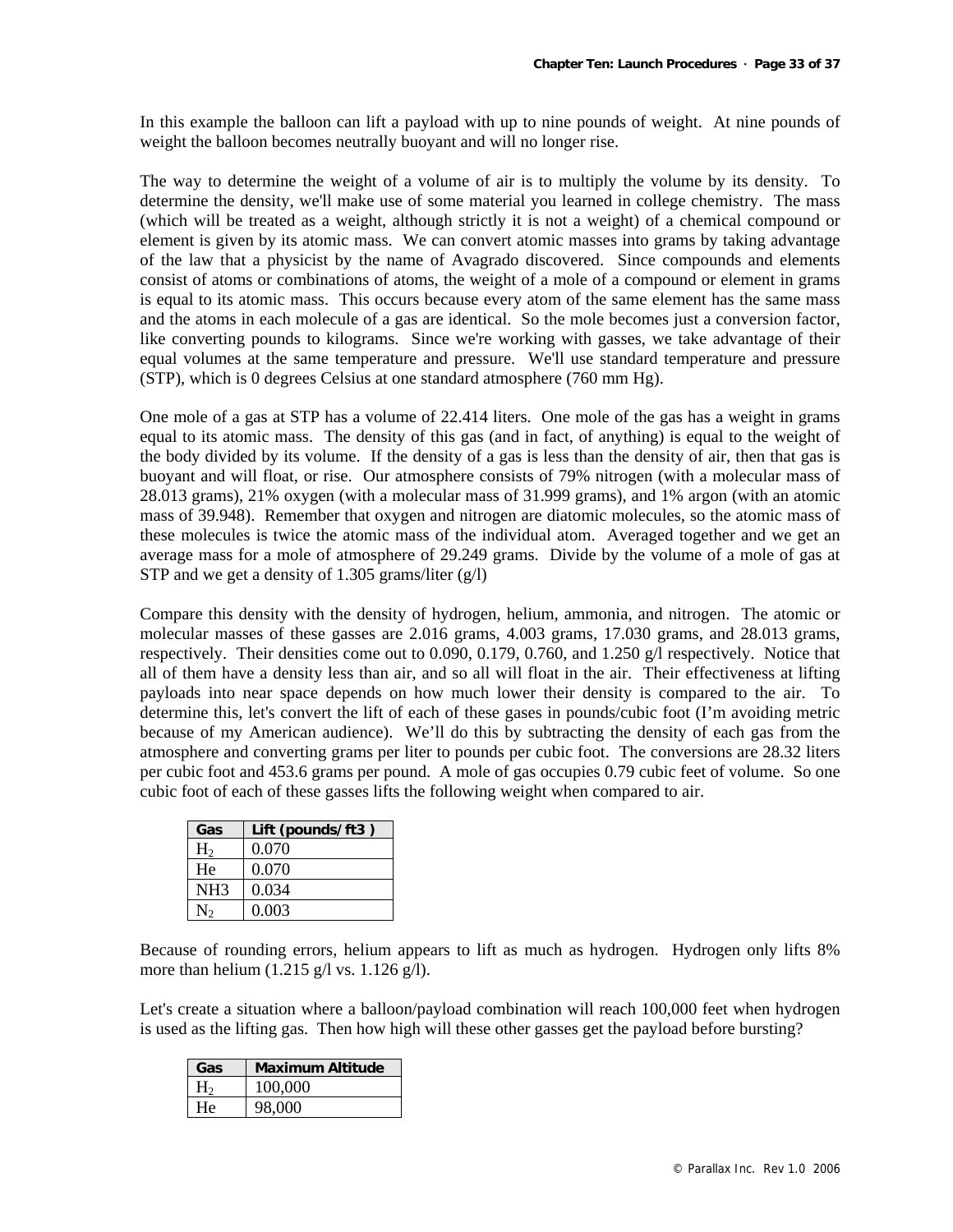In this example the balloon can lift a payload with up to nine pounds of weight. At nine pounds of weight the balloon becomes neutrally buoyant and will no longer rise.

The way to determine the weight of a volume of air is to multiply the volume by its density. To determine the density, we'll make use of some material you learned in college chemistry. The mass (which will be treated as a weight, although strictly it is not a weight) of a chemical compound or element is given by its atomic mass. We can convert atomic masses into grams by taking advantage of the law that a physicist by the name of Avagrado discovered. Since compounds and elements consist of atoms or combinations of atoms, the weight of a mole of a compound or element in grams is equal to its atomic mass. This occurs because every atom of the same element has the same mass and the atoms in each molecule of a gas are identical. So the mole becomes just a conversion factor, like converting pounds to kilograms. Since we're working with gasses, we take advantage of their equal volumes at the same temperature and pressure. We'll use standard temperature and pressure (STP), which is 0 degrees Celsius at one standard atmosphere (760 mm Hg).

One mole of a gas at STP has a volume of 22.414 liters. One mole of the gas has a weight in grams equal to its atomic mass. The density of this gas (and in fact, of anything) is equal to the weight of the body divided by its volume. If the density of a gas is less than the density of air, then that gas is buoyant and will float, or rise. Our atmosphere consists of 79% nitrogen (with a molecular mass of 28.013 grams), 21% oxygen (with a molecular mass of 31.999 grams), and 1% argon (with an atomic mass of 39.948). Remember that oxygen and nitrogen are diatomic molecules, so the atomic mass of these molecules is twice the atomic mass of the individual atom. Averaged together and we get an average mass for a mole of atmosphere of 29.249 grams. Divide by the volume of a mole of gas at STP and we get a density of 1.305 grams/liter (g/l)

Compare this density with the density of hydrogen, helium, ammonia, and nitrogen. The atomic or molecular masses of these gasses are 2.016 grams, 4.003 grams, 17.030 grams, and 28.013 grams, respectively. Their densities come out to 0.090, 0.179, 0.760, and 1.250 g/l respectively. Notice that all of them have a density less than air, and so all will float in the air. Their effectiveness at lifting payloads into near space depends on how much lower their density is compared to the air. To determine this, let's convert the lift of each of these gases in pounds/cubic foot (I'm avoiding metric because of my American audience). We'll do this by subtracting the density of each gas from the atmosphere and converting grams per liter to pounds per cubic foot. The conversions are 28.32 liters per cubic foot and 453.6 grams per pound. A mole of gas occupies 0.79 cubic feet of volume. So one cubic foot of each of these gasses lifts the following weight when compared to air.

| Gas | Lift (pounds/ft3 ) |
|---|---|
| $H_2$ | 0.070 |
| He | 0.070 |
| NH3 | 0.034 |
| $N_2$ | 0.003 |

Because of rounding errors, helium appears to lift as much as hydrogen. Hydrogen only lifts 8% more than helium (1.215 g/l vs. 1.126 g/l).

Let's create a situation where a balloon/payload combination will reach 100,000 feet when hydrogen is used as the lifting gas. Then how high will these other gasses get the payload before bursting?

| Gas | Maximum Altitude |
|---|---|
| $H_2$ | 100,000 |
| He | 98,000 |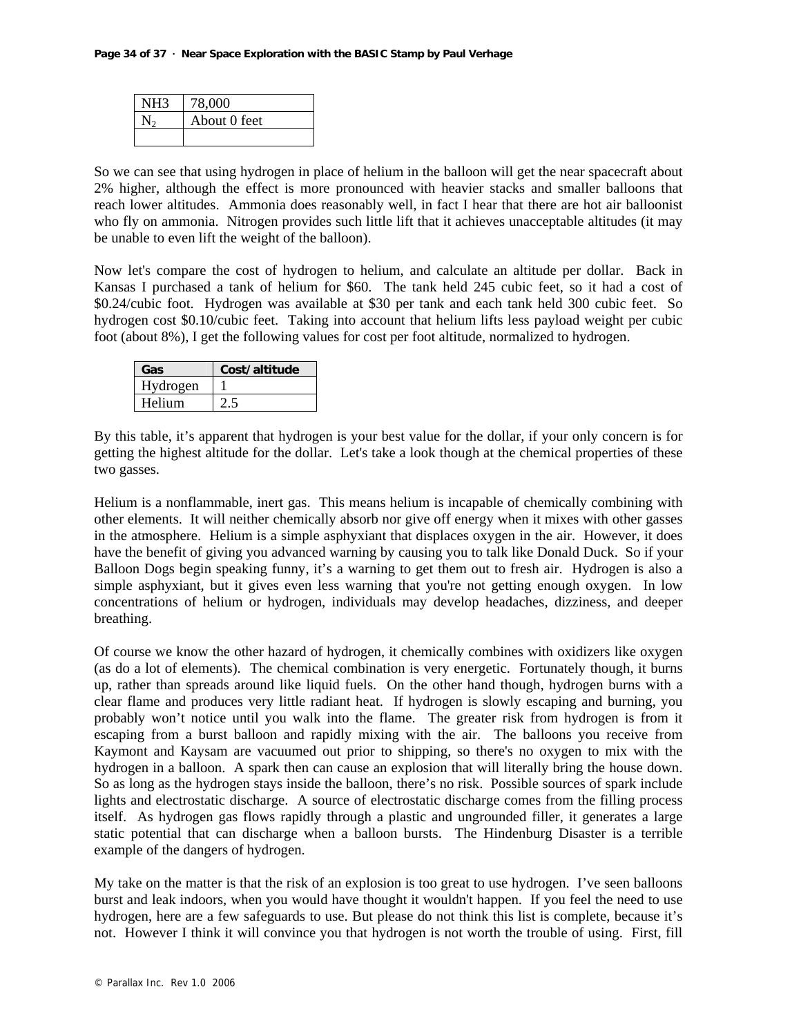| NH3 | 78,000 |
|---|---|
| $N_2$ | About 0 feet |
| | |

So we can see that using hydrogen in place of helium in the balloon will get the near spacecraft about 2% higher, although the effect is more pronounced with heavier stacks and smaller balloons that reach lower altitudes. Ammonia does reasonably well, in fact I hear that there are hot air balloonist who fly on ammonia. Nitrogen provides such little lift that it achieves unacceptable altitudes (it may be unable to even lift the weight of the balloon).

Now let's compare the cost of hydrogen to helium, and calculate an altitude per dollar. Back in Kansas I purchased a tank of helium for $60. The tank held 245 cubic feet, so it had a cost of $0.24/cubic foot. Hydrogen was available at $30 per tank and each tank held 300 cubic feet. So hydrogen cost $0.10/cubic feet. Taking into account that helium lifts less payload weight per cubic foot (about 8%), I get the following values for cost per foot altitude, normalized to hydrogen.

| Gas | Cost/altitude |
|---|---|
| Hydrogen | 1 |
| Helium | 2.5 |

By this table, it's apparent that hydrogen is your best value for the dollar, if your only concern is for getting the highest altitude for the dollar. Let's take a look though at the chemical properties of these two gasses.

Helium is a nonflammable, inert gas. This means helium is incapable of chemically combining with other elements. It will neither chemically absorb nor give off energy when it mixes with other gasses in the atmosphere. Helium is a simple asphyxiant that displaces oxygen in the air. However, it does have the benefit of giving you advanced warning by causing you to talk like Donald Duck. So if your Balloon Dogs begin speaking funny, it's a warning to get them out to fresh air. Hydrogen is also a simple asphyxiant, but it gives even less warning that you're not getting enough oxygen. In low concentrations of helium or hydrogen, individuals may develop headaches, dizziness, and deeper breathing.

Of course we know the other hazard of hydrogen, it chemically combines with oxidizers like oxygen (as do a lot of elements). The chemical combination is very energetic. Fortunately though, it burns up, rather than spreads around like liquid fuels. On the other hand though, hydrogen burns with a clear flame and produces very little radiant heat. If hydrogen is slowly escaping and burning, you probably won't notice until you walk into the flame. The greater risk from hydrogen is from it escaping from a burst balloon and rapidly mixing with the air. The balloons you receive from Kaymont and Kaysam are vacuumed out prior to shipping, so there's no oxygen to mix with the hydrogen in a balloon. A spark then can cause an explosion that will literally bring the house down. So as long as the hydrogen stays inside the balloon, there's no risk. Possible sources of spark include lights and electrostatic discharge. A source of electrostatic discharge comes from the filling process itself. As hydrogen gas flows rapidly through a plastic and ungrounded filler, it generates a large static potential that can discharge when a balloon bursts. The Hindenburg Disaster is a terrible example of the dangers of hydrogen.

My take on the matter is that the risk of an explosion is too great to use hydrogen. I've seen balloons burst and leak indoors, when you would have thought it wouldn't happen. If you feel the need to use hydrogen, here are a few safeguards to use. But please do not think this list is complete, because it's not. However I think it will convince you that hydrogen is not worth the trouble of using. First, fill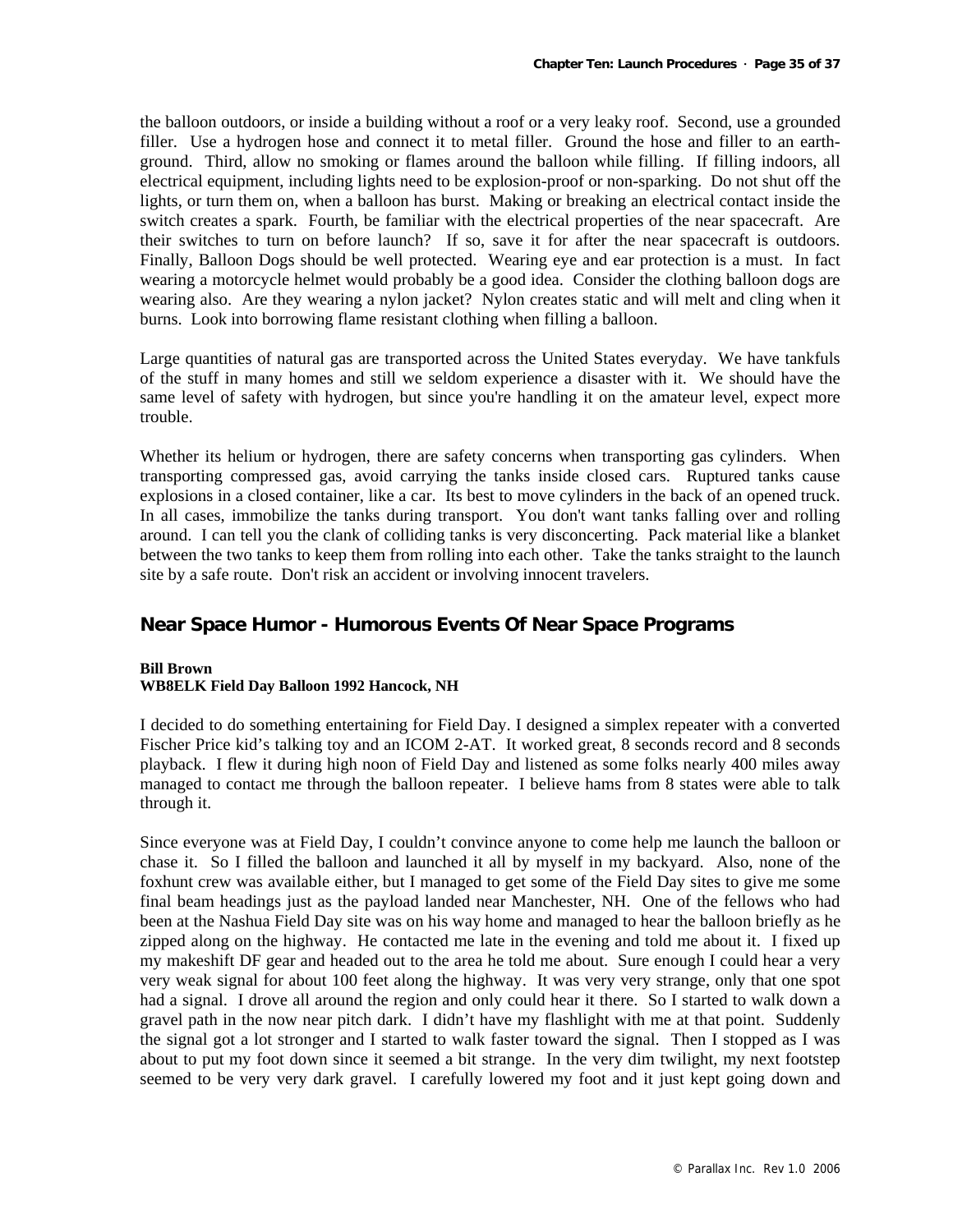the balloon outdoors, or inside a building without a roof or a very leaky roof. Second, use a grounded filler. Use a hydrogen hose and connect it to metal filler. Ground the hose and filler to an earth-ground. Third, allow no smoking or flames around the balloon while filling. If filling indoors, all electrical equipment, including lights need to be explosion-proof or non-sparking. Do not shut off the lights, or turn them on, when a balloon has burst. Making or breaking an electrical contact inside the switch creates a spark. Fourth, be familiar with the electrical properties of the near spacecraft. Are their switches to turn on before launch? If so, save it for after the near spacecraft is outdoors. Finally, Balloon Dogs should be well protected. Wearing eye and ear protection is a must. In fact wearing a motorcycle helmet would probably be a good idea. Consider the clothing balloon dogs are wearing also. Are they wearing a nylon jacket? Nylon creates static and will melt and cling when it burns. Look into borrowing flame resistant clothing when filling a balloon.

Large quantities of natural gas are transported across the United States everyday. We have tankfuls of the stuff in many homes and still we seldom experience a disaster with it. We should have the same level of safety with hydrogen, but since you're handling it on the amateur level, expect more trouble.

Whether its helium or hydrogen, there are safety concerns when transporting gas cylinders. When transporting compressed gas, avoid carrying the tanks inside closed cars. Ruptured tanks cause explosions in a closed container, like a car. Its best to move cylinders in the back of an opened truck. In all cases, immobilize the tanks during transport. You don't want tanks falling over and rolling around. I can tell you the clank of colliding tanks is very disconcerting. Pack material like a blanket between the two tanks to keep them from rolling into each other. Take the tanks straight to the launch site by a safe route. Don't risk an accident or involving innocent travelers.

## Near Space Humor - Humorous Events Of Near Space Programs

**Bill Brown**
**WB8ELK Field Day Balloon 1992 Hancock, NH**

I decided to do something entertaining for Field Day. I designed a simplex repeater with a converted Fischer Price kid's talking toy and an ICOM 2-AT. It worked great, 8 seconds record and 8 seconds playback. I flew it during high noon of Field Day and listened as some folks nearly 400 miles away managed to contact me through the balloon repeater. I believe hams from 8 states were able to talk through it.

Since everyone was at Field Day, I couldn't convince anyone to come help me launch the balloon or chase it. So I filled the balloon and launched it all by myself in my backyard. Also, none of the foxhunt crew was available either, but I managed to get some of the Field Day sites to give me some final beam headings just as the payload landed near Manchester, NH. One of the fellows who had been at the Nashua Field Day site was on his way home and managed to hear the balloon briefly as he zipped along on the highway. He contacted me late in the evening and told me about it. I fixed up my makeshift DF gear and headed out to the area he told me about. Sure enough I could hear a very very weak signal for about 100 feet along the highway. It was very very strange, only that one spot had a signal. I drove all around the region and only could hear it there. So I started to walk down a gravel path in the now near pitch dark. I didn't have my flashlight with me at that point. Suddenly the signal got a lot stronger and I started to walk faster toward the signal. Then I stopped as I was about to put my foot down since it seemed a bit strange. In the very dim twilight, my next footstep seemed to be very very dark gravel. I carefully lowered my foot and it just kept going down and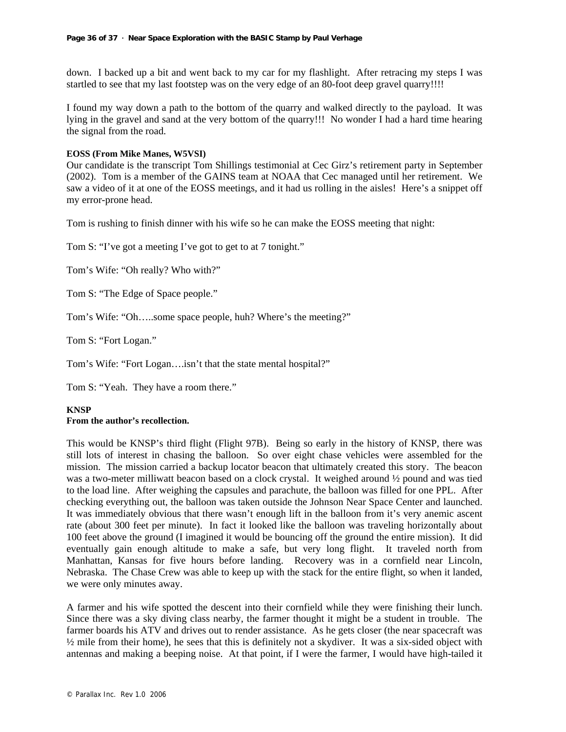down. I backed up a bit and went back to my car for my flashlight. After retracing my steps I was startled to see that my last footstep was on the very edge of an 80-foot deep gravel quarry!!!!

I found my way down a path to the bottom of the quarry and walked directly to the payload. It was lying in the gravel and sand at the very bottom of the quarry!!! No wonder I had a hard time hearing the signal from the road.

**EOSS (From Mike Manes, W5VSI)**

Our candidate is the transcript Tom Shillings testimonial at Cec Girz's retirement party in September (2002). Tom is a member of the GAINS team at NOAA that Cec managed until her retirement. We saw a video of it at one of the EOSS meetings, and it had us rolling in the aisles! Here's a snippet off my error-prone head.

Tom is rushing to finish dinner with his wife so he can make the EOSS meeting that night:

Tom S: "I've got a meeting I've got to get to at 7 tonight."

Tom's Wife: "Oh really? Who with?"

Tom S: "The Edge of Space people."

Tom's Wife: "Oh…..some space people, huh? Where's the meeting?"

Tom S: "Fort Logan."

Tom's Wife: "Fort Logan….isn't that the state mental hospital?"

Tom S: "Yeah. They have a room there."

**KNSP**
**From the author's recollection.**

This would be KNSP's third flight (Flight 97B). Being so early in the history of KNSP, there was still lots of interest in chasing the balloon. So over eight chase vehicles were assembled for the mission. The mission carried a backup locator beacon that ultimately created this story. The beacon was a two-meter milliwatt beacon based on a clock crystal. It weighed around ½ pound and was tied to the load line. After weighing the capsules and parachute, the balloon was filled for one PPL. After checking everything out, the balloon was taken outside the Johnson Near Space Center and launched. It was immediately obvious that there wasn't enough lift in the balloon from it's very anemic ascent rate (about 300 feet per minute). In fact it looked like the balloon was traveling horizontally about 100 feet above the ground (I imagined it would be bouncing off the ground the entire mission). It did eventually gain enough altitude to make a safe, but very long flight. It traveled north from Manhattan, Kansas for five hours before landing. Recovery was in a cornfield near Lincoln, Nebraska. The Chase Crew was able to keep up with the stack for the entire flight, so when it landed, we were only minutes away.

A farmer and his wife spotted the descent into their cornfield while they were finishing their lunch. Since there was a sky diving class nearby, the farmer thought it might be a student in trouble. The farmer boards his ATV and drives out to render assistance. As he gets closer (the near spacecraft was ½ mile from their home), he sees that this is definitely not a skydiver. It was a six-sided object with antennas and making a beeping noise. At that point, if I were the farmer, I would have high-tailed it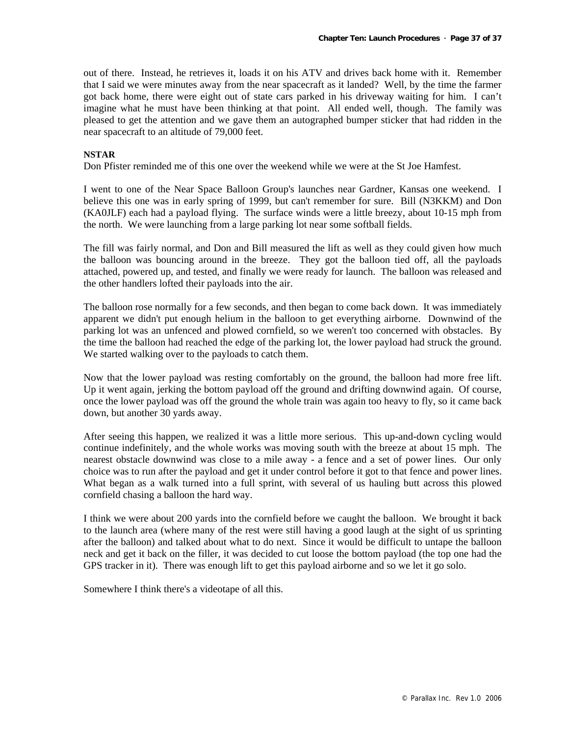out of there. Instead, he retrieves it, loads it on his ATV and drives back home with it. Remember that I said we were minutes away from the near spacecraft as it landed? Well, by the time the farmer got back home, there were eight out of state cars parked in his driveway waiting for him. I can't imagine what he must have been thinking at that point. All ended well, though. The family was pleased to get the attention and we gave them an autographed bumper sticker that had ridden in the near spacecraft to an altitude of 79,000 feet.

**NSTAR**

Don Pfister reminded me of this one over the weekend while we were at the St Joe Hamfest.

I went to one of the Near Space Balloon Group's launches near Gardner, Kansas one weekend. I believe this one was in early spring of 1999, but can't remember for sure. Bill (N3KKM) and Don (KA0JLF) each had a payload flying. The surface winds were a little breezy, about 10-15 mph from the north. We were launching from a large parking lot near some softball fields.

The fill was fairly normal, and Don and Bill measured the lift as well as they could given how much the balloon was bouncing around in the breeze. They got the balloon tied off, all the payloads attached, powered up, and tested, and finally we were ready for launch. The balloon was released and the other handlers lofted their payloads into the air.

The balloon rose normally for a few seconds, and then began to come back down. It was immediately apparent we didn't put enough helium in the balloon to get everything airborne. Downwind of the parking lot was an unfenced and plowed cornfield, so we weren't too concerned with obstacles. By the time the balloon had reached the edge of the parking lot, the lower payload had struck the ground. We started walking over to the payloads to catch them.

Now that the lower payload was resting comfortably on the ground, the balloon had more free lift. Up it went again, jerking the bottom payload off the ground and drifting downwind again. Of course, once the lower payload was off the ground the whole train was again too heavy to fly, so it came back down, but another 30 yards away.

After seeing this happen, we realized it was a little more serious. This up-and-down cycling would continue indefinitely, and the whole works was moving south with the breeze at about 15 mph. The nearest obstacle downwind was close to a mile away - a fence and a set of power lines. Our only choice was to run after the payload and get it under control before it got to that fence and power lines. What began as a walk turned into a full sprint, with several of us hauling butt across this plowed cornfield chasing a balloon the hard way.

I think we were about 200 yards into the cornfield before we caught the balloon. We brought it back to the launch area (where many of the rest were still having a good laugh at the sight of us sprinting after the balloon) and talked about what to do next. Since it would be difficult to untape the balloon neck and get it back on the filler, it was decided to cut loose the bottom payload (the top one had the GPS tracker in it). There was enough lift to get this payload airborne and so we let it go solo.

Somewhere I think there's a videotape of all this.